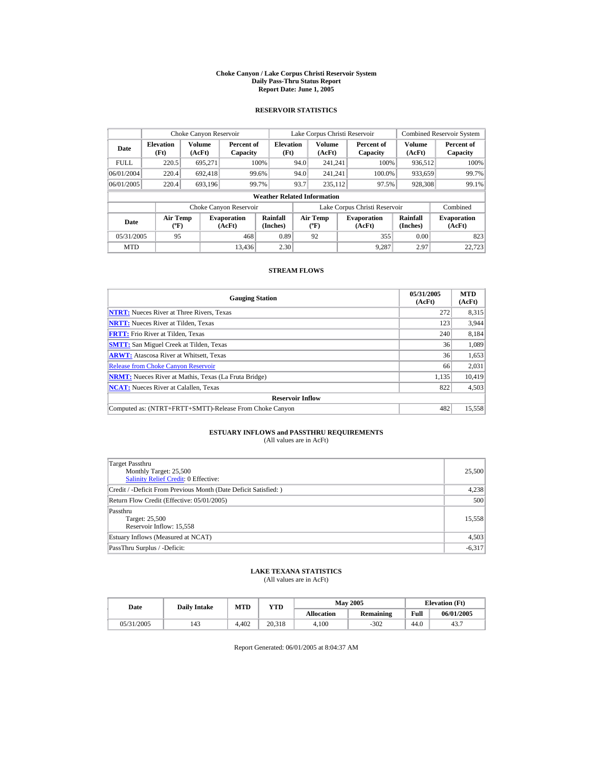# Choke Canyon / Lake Corpus Christi Reservoir System
## Daily Pass-Thru Status Report
### Report Date: June 1, 2005

## RESERVOIR STATISTICS

| Date | Choke Canyon Reservoir | | | Lake Corpus Christi Reservoir | | | Combined Reservoir System | |
|---|---|---|---|---|---|---|---|---|
| | Elevation (Ft) | Volume (AcFt) | Percent of Capacity | Elevation (Ft) | Volume (AcFt) | Percent of Capacity | Volume (AcFt) | Percent of Capacity |
| FULL | 220.5 | 695,271 | 100% | 94.0 | 241,241 | 100% | 936,512 | 100% |
| 06/01/2004 | 220.4 | 692,418 | 99.6% | 94.0 | 241,241 | 100.0% | 933,659 | 99.7% |
| 06/01/2005 | 220.4 | 693,196 | 99.7% | 93.7 | 235,112 | 97.5% | 928,308 | 99.1% |

**Weather Related Information**

| Date | Choke Canyon Reservoir | | | Lake Corpus Christi Reservoir | | | Combined |
|---|---|---|---|---|---|---|---|
| | Air Temp (ºF) | Evaporation (AcFt) | Rainfall (Inches) | Air Temp (ºF) | Evaporation (AcFt) | Rainfall (Inches) | Evaporation (AcFt) |
| 05/31/2005 | 95 | 468 | 0.89 | 92 | 355 | 0.00 | 823 |
| MTD | | 13,436 | 2.30 | | 9,287 | 2.97 | 22,723 |

## STREAM FLOWS

| Gauging Station | 05/31/2005 (AcFt) | MTD (AcFt) |
|---|---|---|
| **NTRT:** Nueces River at Three Rivers, Texas | 272 | 8,315 |
| **NRTT:** Nueces River at Tilden, Texas | 123 | 3,944 |
| **FRTT:** Frio River at Tilden, Texas | 240 | 8,184 |
| **SMTT:** San Miguel Creek at Tilden, Texas | 36 | 1,089 |
| **ARWT:** Atascosa River at Whitsett, Texas | 36 | 1,653 |
| Release from Choke Canyon Reservoir | 66 | 2,031 |
| **NRMT:** Nueces River at Mathis, Texas (La Fruta Bridge) | 1,135 | 10,419 |
| **NCAT:** Nueces River at Calallen, Texas | 822 | 4,503 |
| **Reservoir Inflow** | | |
| Computed as: (NTRT+FRTT+SMTT)-Release From Choke Canyon | 482 | 15,558 |

## ESTUARY INFLOWS and PASSTHRU REQUIREMENTS

(All values are in AcFt)

| | |
|---|---|
| Target Passthru<br>Monthly Target: 25,500<br>Salinity Relief Credit: 0 Effective: | 25,500 |
| Credit / -Deficit From Previous Month (Date Deficit Satisfied: ) | 4,238 |
| Return Flow Credit (Effective: 05/01/2005) | 500 |
| Passthru<br>Target: 25,500<br>Reservoir Inflow: 15,558 | 15,558 |
| Estuary Inflows (Measured at NCAT) | 4,503 |
| PassThru Surplus / -Deficit: | -6,317 |

## LAKE TEXANA STATISTICS

(All values are in AcFt)

| Date | Daily Intake | MTD | YTD | May 2005 | | Elevation (Ft) | |
|---|---|---|---|---|---|---|---|
| | | | | Allocation | Remaining | Full | 06/01/2005 |
| 05/31/2005 | 143 | 4,402 | 20,318 | 4,100 | -302 | 44.0 | 43.7 |

Report Generated: 06/01/2005 at 8:04:37 AM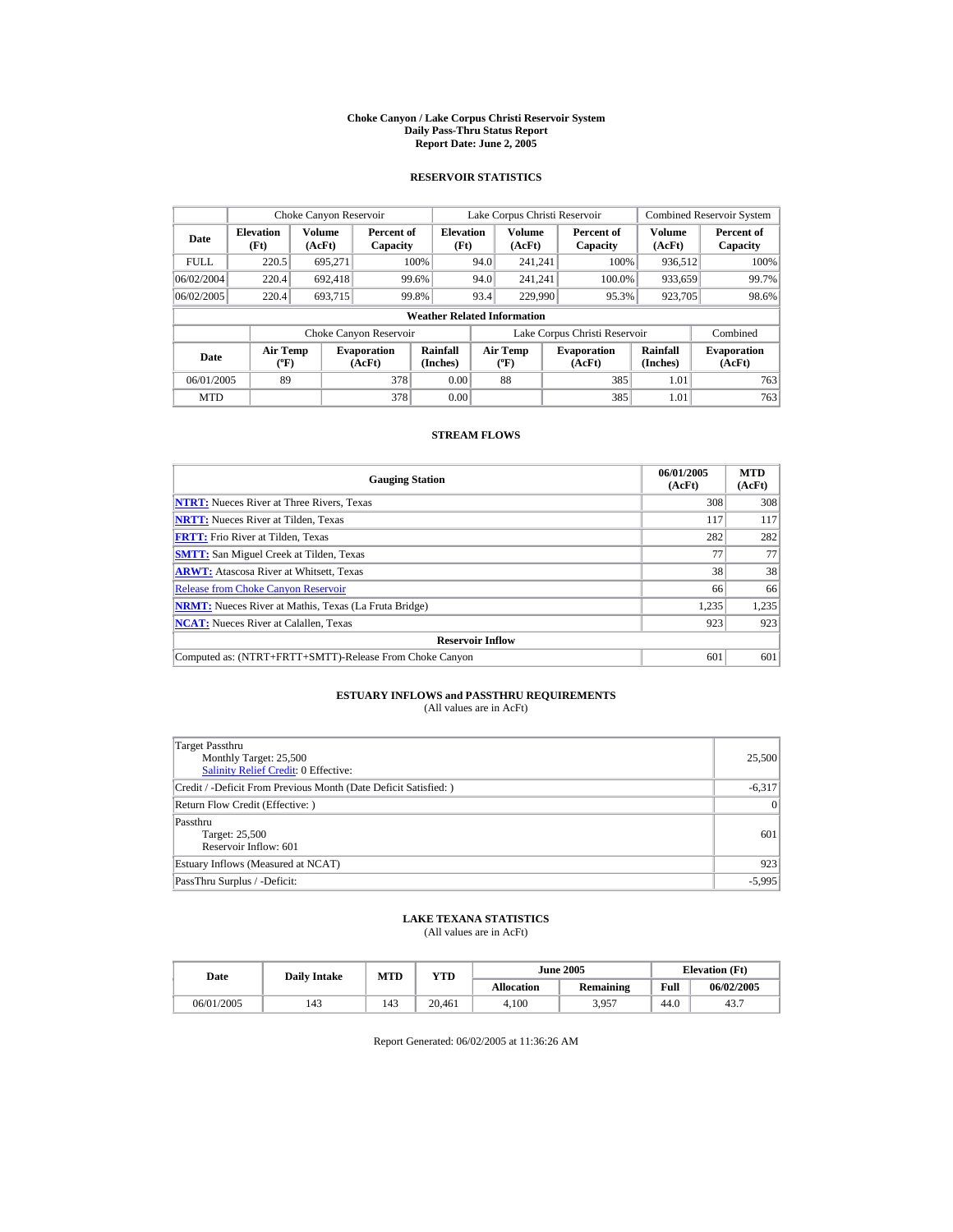# Choke Canyon / Lake Corpus Christi Reservoir System
## Daily Pass-Thru Status Report
## Report Date: June 2, 2005

### RESERVOIR STATISTICS

| Date | Choke Canyon Reservoir | | | Lake Corpus Christi Reservoir | | | Combined Reservoir System | |
|---|---|---|---|---|---|---|---|---|
| | Elevation (Ft) | Volume (AcFt) | Percent of Capacity | Elevation (Ft) | Volume (AcFt) | Percent of Capacity | Volume (AcFt) | Percent of Capacity |
| FULL | 220.5 | 695,271 | 100% | 94.0 | 241,241 | 100% | 936,512 | 100% |
| 06/02/2004 | 220.4 | 692,418 | 99.6% | 94.0 | 241,241 | 100.0% | 933,659 | 99.7% |
| 06/02/2005 | 220.4 | 693,715 | 99.8% | 93.4 | 229,990 | 95.3% | 923,705 | 98.6% |

**Weather Related Information**

| Date | Choke Canyon Reservoir | | | Lake Corpus Christi Reservoir | | | Combined |
|---|---|---|---|---|---|---|---|
| | Air Temp (ºF) | Evaporation (AcFt) | Rainfall (Inches) | Air Temp (ºF) | Evaporation (AcFt) | Rainfall (Inches) | Evaporation (AcFt) |
| 06/01/2005 | 89 | 378 | 0.00 | 88 | 385 | 1.01 | 763 |
| MTD | | 378 | 0.00 | | 385 | 1.01 | 763 |

### STREAM FLOWS

| Gauging Station | 06/01/2005 (AcFt) | MTD (AcFt) |
|---|---|---|
| **NTRT:** Nueces River at Three Rivers, Texas | 308 | 308 |
| **NRTT:** Nueces River at Tilden, Texas | 117 | 117 |
| **FRTT:** Frio River at Tilden, Texas | 282 | 282 |
| **SMTT:** San Miguel Creek at Tilden, Texas | 77 | 77 |
| **ARWT:** Atascosa River at Whitsett, Texas | 38 | 38 |
| Release from Choke Canyon Reservoir | 66 | 66 |
| **NRMT:** Nueces River at Mathis, Texas (La Fruta Bridge) | 1,235 | 1,235 |
| **NCAT:** Nueces River at Calallen, Texas | 923 | 923 |
| **Reservoir Inflow** | | |
| Computed as: (NTRT+FRTT+SMTT)-Release From Choke Canyon | 601 | 601 |

### ESTUARY INFLOWS and PASSTHRU REQUIREMENTS
(All values are in AcFt)

| Item | Value |
|---|---|
| Target Passthru<br>Monthly Target: 25,500<br>Salinity Relief Credit: 0 Effective: | 25,500 |
| Credit / -Deficit From Previous Month (Date Deficit Satisfied: ) | -6,317 |
| Return Flow Credit (Effective: ) | 0 |
| Passthru<br>Target: 25,500<br>Reservoir Inflow: 601 | 601 |
| Estuary Inflows (Measured at NCAT) | 923 |
| PassThru Surplus / -Deficit: | -5,995 |

### LAKE TEXANA STATISTICS
(All values are in AcFt)

| Date | Daily Intake | MTD | YTD | June 2005 | | Elevation (Ft) | |
|---|---|---|---|---|---|---|---|
| | | | | Allocation | Remaining | Full | 06/02/2005 |
| 06/01/2005 | 143 | 143 | 20,461 | 4,100 | 3,957 | 44.0 | 43.7 |

Report Generated: 06/02/2005 at 11:36:26 AM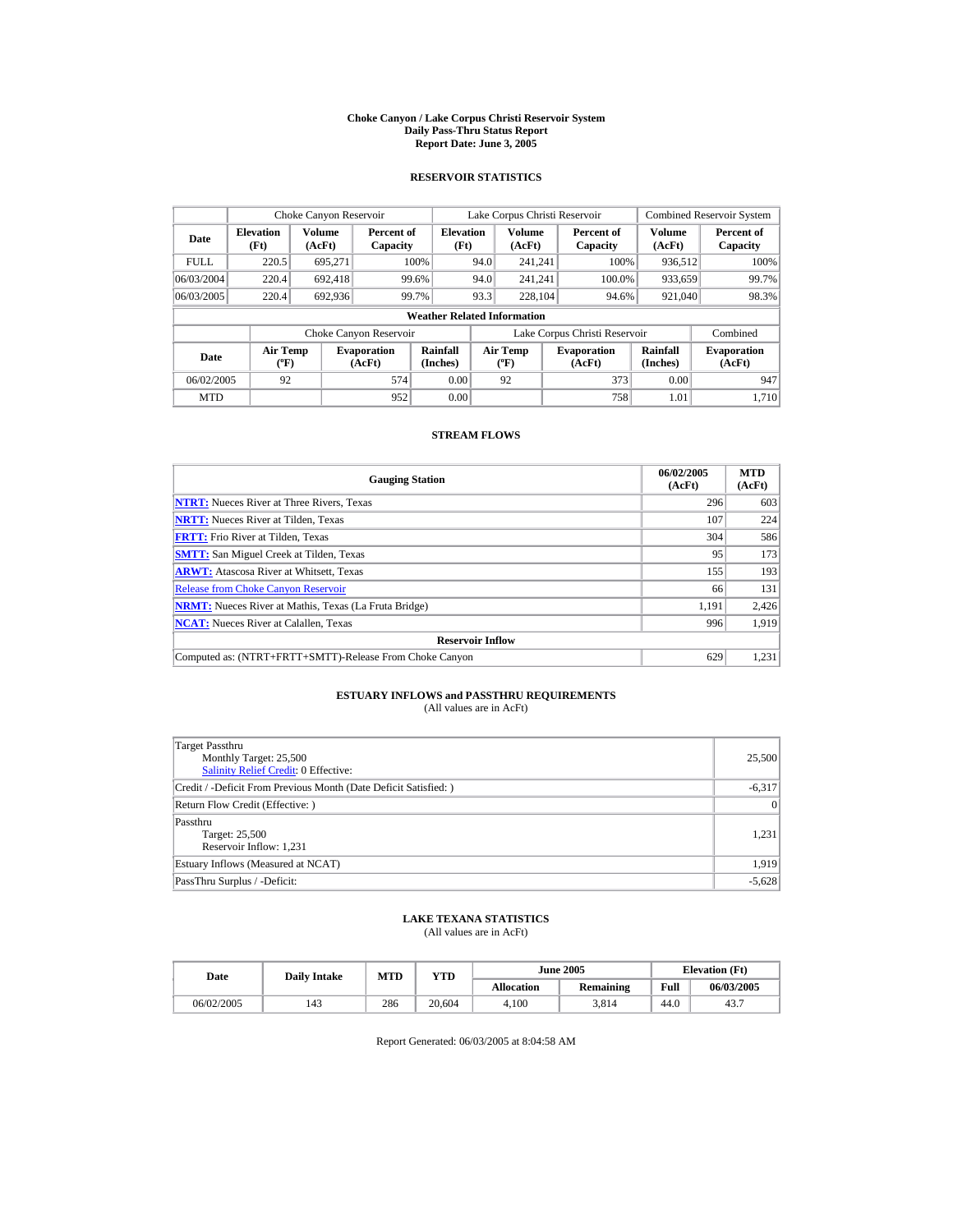# Choke Canyon / Lake Corpus Christi Reservoir System
## Daily Pass-Thru Status Report
## Report Date: June 3, 2005

### RESERVOIR STATISTICS

| | Choke Canyon Reservoir | | | Lake Corpus Christi Reservoir | | | Combined Reservoir System | |
|---|---|---|---|---|---|---|---|---|
| **Date** | **Elevation (Ft)** | **Volume (AcFt)** | **Percent of Capacity** | **Elevation (Ft)** | **Volume (AcFt)** | **Percent of Capacity** | **Volume (AcFt)** | **Percent of Capacity** |
| FULL | 220.5 | 695,271 | 100% | 94.0 | 241,241 | 100% | 936,512 | 100% |
| 06/03/2004 | 220.4 | 692,418 | 99.6% | 94.0 | 241,241 | 100.0% | 933,659 | 99.7% |
| 06/03/2005 | 220.4 | 692,936 | 99.7% | 93.3 | 228,104 | 94.6% | 921,040 | 98.3% |

**Weather Related Information**

| | Choke Canyon Reservoir | | | Lake Corpus Christi Reservoir | | | Combined |
|---|---|---|---|---|---|---|---|
| **Date** | **Air Temp (ºF)** | **Evaporation (AcFt)** | **Rainfall (Inches)** | **Air Temp (ºF)** | **Evaporation (AcFt)** | **Rainfall (Inches)** | **Evaporation (AcFt)** |
| 06/02/2005 | 92 | 574 | 0.00 | 92 | 373 | 0.00 | 947 |
| MTD | | 952 | 0.00 | | 758 | 1.01 | 1,710 |

### STREAM FLOWS

| Gauging Station | 06/02/2005 (AcFt) | MTD (AcFt) |
|---|---|---|
| **NTRT:** Nueces River at Three Rivers, Texas | 296 | 603 |
| **NRTT:** Nueces River at Tilden, Texas | 107 | 224 |
| **FRTT:** Frio River at Tilden, Texas | 304 | 586 |
| **SMTT:** San Miguel Creek at Tilden, Texas | 95 | 173 |
| **ARWT:** Atascosa River at Whitsett, Texas | 155 | 193 |
| Release from Choke Canyon Reservoir | 66 | 131 |
| **NRMT:** Nueces River at Mathis, Texas (La Fruta Bridge) | 1,191 | 2,426 |
| **NCAT:** Nueces River at Calallen, Texas | 996 | 1,919 |
| **Reservoir Inflow** | | |
| Computed as: (NTRT+FRTT+SMTT)-Release From Choke Canyon | 629 | 1,231 |

### ESTUARY INFLOWS and PASSTHRU REQUIREMENTS
(All values are in AcFt)

| | |
|---|---|
| Target Passthru<br>Monthly Target: 25,500<br>Salinity Relief Credit: 0 Effective: | 25,500 |
| Credit / -Deficit From Previous Month (Date Deficit Satisfied: ) | -6,317 |
| Return Flow Credit (Effective: ) | 0 |
| Passthru<br>Target: 25,500<br>Reservoir Inflow: 1,231 | 1,231 |
| Estuary Inflows (Measured at NCAT) | 1,919 |
| PassThru Surplus / -Deficit: | -5,628 |

### LAKE TEXANA STATISTICS
(All values are in AcFt)

| Date | Daily Intake | MTD | YTD | June 2005 | | Elevation (Ft) | |
|---|---|---|---|---|---|---|---|
| | | | | **Allocation** | **Remaining** | **Full** | **06/03/2005** |
| 06/02/2005 | 143 | 286 | 20,604 | 4,100 | 3,814 | 44.0 | 43.7 |

Report Generated: 06/03/2005 at 8:04:58 AM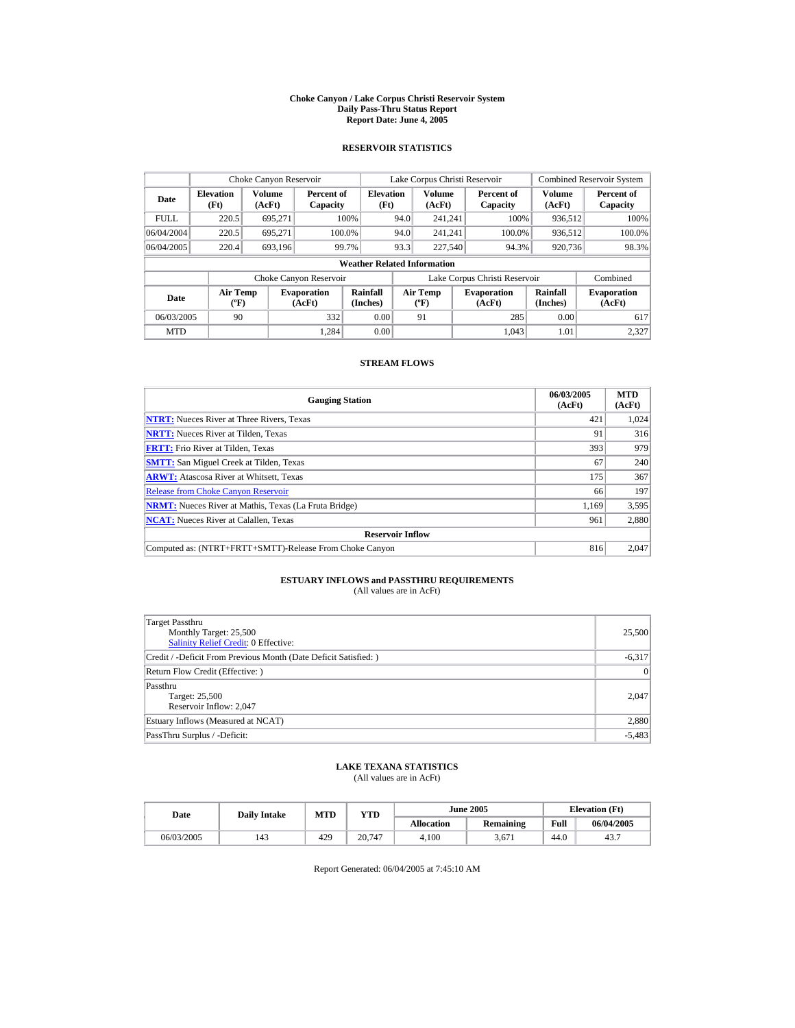# Choke Canyon / Lake Corpus Christi Reservoir System
## Daily Pass-Thru Status Report
### Report Date: June 4, 2005

## RESERVOIR STATISTICS

| | Choke Canyon Reservoir | | | Lake Corpus Christi Reservoir | | | Combined Reservoir System | |
|---|---|---|---|---|---|---|---|---|
| **Date** | **Elevation (Ft)** | **Volume (AcFt)** | **Percent of Capacity** | **Elevation (Ft)** | **Volume (AcFt)** | **Percent of Capacity** | **Volume (AcFt)** | **Percent of Capacity** |
| FULL | 220.5 | 695,271 | 100% | 94.0 | 241,241 | 100% | 936,512 | 100% |
| 06/04/2004 | 220.5 | 695,271 | 100.0% | 94.0 | 241,241 | 100.0% | 936,512 | 100.0% |
| 06/04/2005 | 220.4 | 693,196 | 99.7% | 93.3 | 227,540 | 94.3% | 920,736 | 98.3% |

**Weather Related Information**

| | Choke Canyon Reservoir | | | Lake Corpus Christi Reservoir | | | Combined |
|---|---|---|---|---|---|---|---|
| **Date** | **Air Temp (ºF)** | **Evaporation (AcFt)** | **Rainfall (Inches)** | **Air Temp (ºF)** | **Evaporation (AcFt)** | **Rainfall (Inches)** | **Evaporation (AcFt)** |
| 06/03/2005 | 90 | 332 | 0.00 | 91 | 285 | 0.00 | 617 |
| MTD | | 1,284 | 0.00 | | 1,043 | 1.01 | 2,327 |

## STREAM FLOWS

| Gauging Station | 06/03/2005 (AcFt) | MTD (AcFt) |
|---|---|---|
| **NTRT:** Nueces River at Three Rivers, Texas | 421 | 1,024 |
| **NRTT:** Nueces River at Tilden, Texas | 91 | 316 |
| **FRTT:** Frio River at Tilden, Texas | 393 | 979 |
| **SMTT:** San Miguel Creek at Tilden, Texas | 67 | 240 |
| **ARWT:** Atascosa River at Whitsett, Texas | 175 | 367 |
| Release from Choke Canyon Reservoir | 66 | 197 |
| **NRMT:** Nueces River at Mathis, Texas (La Fruta Bridge) | 1,169 | 3,595 |
| **NCAT:** Nueces River at Calallen, Texas | 961 | 2,880 |
| **Reservoir Inflow** | | |
| Computed as: (NTRT+FRTT+SMTT)-Release From Choke Canyon | 816 | 2,047 |

## ESTUARY INFLOWS and PASSTHRU REQUIREMENTS
(All values are in AcFt)

| | |
|---|---|
| Target Passthru<br>Monthly Target: 25,500<br>Salinity Relief Credit: 0 Effective: | 25,500 |
| Credit / -Deficit From Previous Month (Date Deficit Satisfied: ) | -6,317 |
| Return Flow Credit (Effective: ) | 0 |
| Passthru<br>Target: 25,500<br>Reservoir Inflow: 2,047 | 2,047 |
| Estuary Inflows (Measured at NCAT) | 2,880 |
| PassThru Surplus / -Deficit: | -5,483 |

## LAKE TEXANA STATISTICS
(All values are in AcFt)

| Date | Daily Intake | MTD | YTD | June 2005 | | Elevation (Ft) | |
|---|---|---|---|---|---|---|---|
| | | | | **Allocation** | **Remaining** | **Full** | **06/04/2005** |
| 06/03/2005 | 143 | 429 | 20,747 | 4,100 | 3,671 | 44.0 | 43.7 |

Report Generated: 06/04/2005 at 7:45:10 AM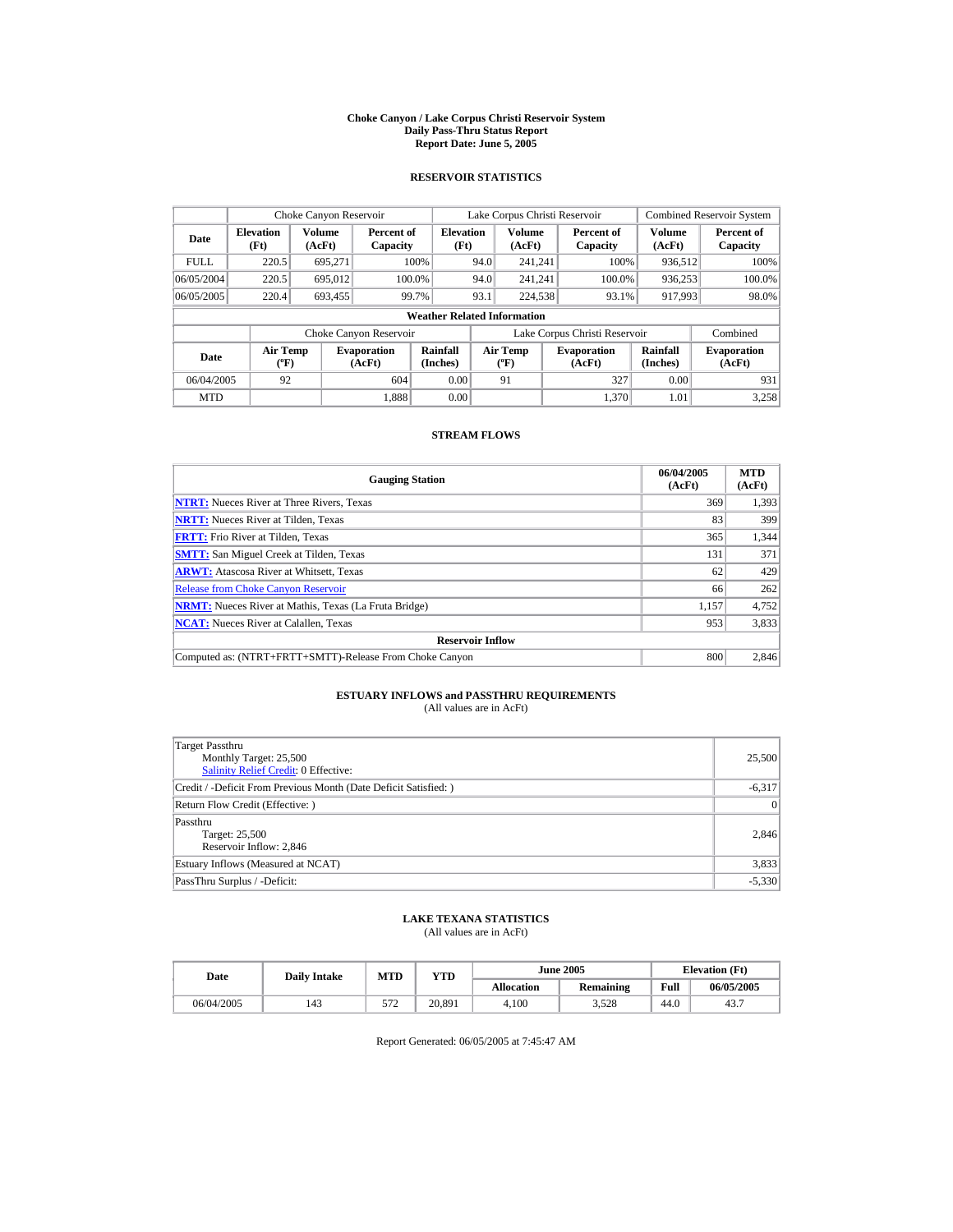# Choke Canyon / Lake Corpus Christi Reservoir System
## Daily Pass-Thru Status Report
### Report Date: June 5, 2005

## RESERVOIR STATISTICS

| Date | Choke Canyon Reservoir | | | Lake Corpus Christi Reservoir | | | Combined Reservoir System | |
|---|---|---|---|---|---|---|---|---|
| | Elevation (Ft) | Volume (AcFt) | Percent of Capacity | Elevation (Ft) | Volume (AcFt) | Percent of Capacity | Volume (AcFt) | Percent of Capacity |
| FULL | 220.5 | 695,271 | 100% | 94.0 | 241,241 | 100% | 936,512 | 100% |
| 06/05/2004 | 220.5 | 695,012 | 100.0% | 94.0 | 241,241 | 100.0% | 936,253 | 100.0% |
| 06/05/2005 | 220.4 | 693,455 | 99.7% | 93.1 | 224,538 | 93.1% | 917,993 | 98.0% |

**Weather Related Information**

| Date | Choke Canyon Reservoir | | | Lake Corpus Christi Reservoir | | | Combined |
|---|---|---|---|---|---|---|---|
| | Air Temp (ºF) | Evaporation (AcFt) | Rainfall (Inches) | Air Temp (ºF) | Evaporation (AcFt) | Rainfall (Inches) | Evaporation (AcFt) |
| 06/04/2005 | 92 | 604 | 0.00 | 91 | 327 | 0.00 | 931 |
| MTD | | 1,888 | 0.00 | | 1,370 | 1.01 | 3,258 |

## STREAM FLOWS

| Gauging Station | 06/04/2005 (AcFt) | MTD (AcFt) |
|---|---|---|
| **NTRT:** Nueces River at Three Rivers, Texas | 369 | 1,393 |
| **NRTT:** Nueces River at Tilden, Texas | 83 | 399 |
| **FRTT:** Frio River at Tilden, Texas | 365 | 1,344 |
| **SMTT:** San Miguel Creek at Tilden, Texas | 131 | 371 |
| **ARWT:** Atascosa River at Whitsett, Texas | 62 | 429 |
| Release from Choke Canyon Reservoir | 66 | 262 |
| **NRMT:** Nueces River at Mathis, Texas (La Fruta Bridge) | 1,157 | 4,752 |
| **NCAT:** Nueces River at Calallen, Texas | 953 | 3,833 |
| **Reservoir Inflow** | | |
| Computed as: (NTRT+FRTT+SMTT)-Release From Choke Canyon | 800 | 2,846 |

## ESTUARY INFLOWS and PASSTHRU REQUIREMENTS
(All values are in AcFt)

| | |
|---|---|
| Target Passthru<br>Monthly Target: 25,500<br>Salinity Relief Credit: 0 Effective: | 25,500 |
| Credit / -Deficit From Previous Month (Date Deficit Satisfied: ) | -6,317 |
| Return Flow Credit (Effective: ) | 0 |
| Passthru<br>Target: 25,500<br>Reservoir Inflow: 2,846 | 2,846 |
| Estuary Inflows (Measured at NCAT) | 3,833 |
| PassThru Surplus / -Deficit: | -5,330 |

## LAKE TEXANA STATISTICS
(All values are in AcFt)

| Date | Daily Intake | MTD | YTD | June 2005 | | Elevation (Ft) | |
|---|---|---|---|---|---|---|---|
| | | | | Allocation | Remaining | Full | 06/05/2005 |
| 06/04/2005 | 143 | 572 | 20,891 | 4,100 | 3,528 | 44.0 | 43.7 |

Report Generated: 06/05/2005 at 7:45:47 AM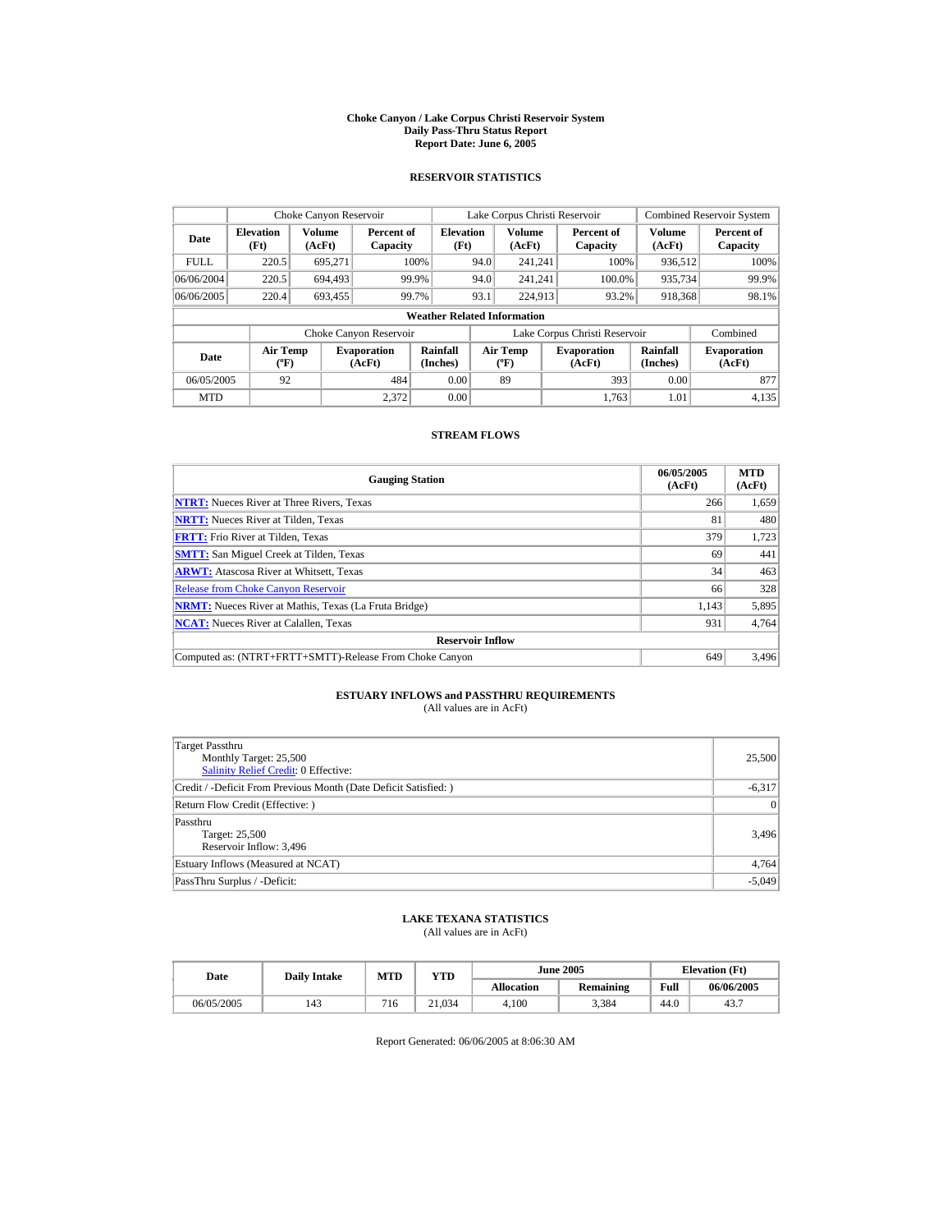# Choke Canyon / Lake Corpus Christi Reservoir System
## Daily Pass-Thru Status Report
### Report Date: June 6, 2005

## RESERVOIR STATISTICS

| Date | Choke Canyon Reservoir | | | Lake Corpus Christi Reservoir | | | Combined Reservoir System | |
|---|---|---|---|---|---|---|---|---|
| | Elevation (Ft) | Volume (AcFt) | Percent of Capacity | Elevation (Ft) | Volume (AcFt) | Percent of Capacity | Volume (AcFt) | Percent of Capacity |
| FULL | 220.5 | 695,271 | 100% | 94.0 | 241,241 | 100% | 936,512 | 100% |
| 06/06/2004 | 220.5 | 694,493 | 99.9% | 94.0 | 241,241 | 100.0% | 935,734 | 99.9% |
| 06/06/2005 | 220.4 | 693,455 | 99.7% | 93.1 | 224,913 | 93.2% | 918,368 | 98.1% |

**Weather Related Information**

| Date | Choke Canyon Reservoir | | | Lake Corpus Christi Reservoir | | | Combined |
|---|---|---|---|---|---|---|---|
| | Air Temp (ºF) | Evaporation (AcFt) | Rainfall (Inches) | Air Temp (ºF) | Evaporation (AcFt) | Rainfall (Inches) | Evaporation (AcFt) |
| 06/05/2005 | 92 | 484 | 0.00 | 89 | 393 | 0.00 | 877 |
| MTD | | 2,372 | 0.00 | | 1,763 | 1.01 | 4,135 |

## STREAM FLOWS

| Gauging Station | 06/05/2005 (AcFt) | MTD (AcFt) |
|---|---|---|
| **NTRT:** Nueces River at Three Rivers, Texas | 266 | 1,659 |
| **NRTT:** Nueces River at Tilden, Texas | 81 | 480 |
| **FRTT:** Frio River at Tilden, Texas | 379 | 1,723 |
| **SMTT:** San Miguel Creek at Tilden, Texas | 69 | 441 |
| **ARWT:** Atascosa River at Whitsett, Texas | 34 | 463 |
| Release from Choke Canyon Reservoir | 66 | 328 |
| **NRMT:** Nueces River at Mathis, Texas (La Fruta Bridge) | 1,143 | 5,895 |
| **NCAT:** Nueces River at Calallen, Texas | 931 | 4,764 |
| **Reservoir Inflow** | | |
| Computed as: (NTRT+FRTT+SMTT)-Release From Choke Canyon | 649 | 3,496 |

## ESTUARY INFLOWS and PASSTHRU REQUIREMENTS
(All values are in AcFt)

| | |
|---|---|
| Target Passthru<br>Monthly Target: 25,500<br>Salinity Relief Credit: 0 Effective: | 25,500 |
| Credit / -Deficit From Previous Month (Date Deficit Satisfied: ) | -6,317 |
| Return Flow Credit (Effective: ) | 0 |
| Passthru<br>Target: 25,500<br>Reservoir Inflow: 3,496 | 3,496 |
| Estuary Inflows (Measured at NCAT) | 4,764 |
| PassThru Surplus / -Deficit: | -5,049 |

## LAKE TEXANA STATISTICS
(All values are in AcFt)

| Date | Daily Intake | MTD | YTD | June 2005 | | Elevation (Ft) | |
|---|---|---|---|---|---|---|---|
| | | | | Allocation | Remaining | Full | 06/06/2005 |
| 06/05/2005 | 143 | 716 | 21,034 | 4,100 | 3,384 | 44.0 | 43.7 |

Report Generated: 06/06/2005 at 8:06:30 AM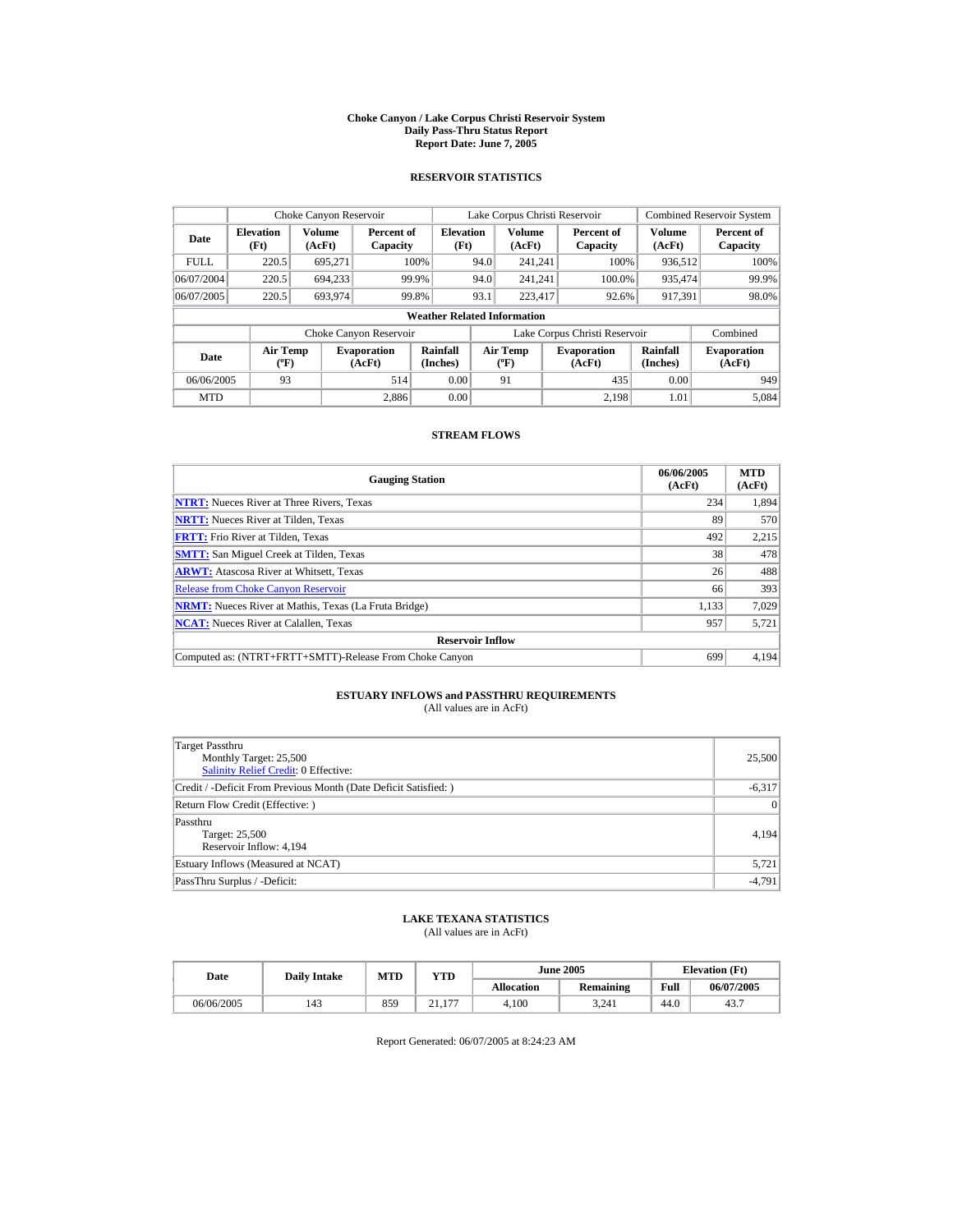# Choke Canyon / Lake Corpus Christi Reservoir System
## Daily Pass-Thru Status Report
### Report Date: June 7, 2005

## RESERVOIR STATISTICS

| Date | Choke Canyon Reservoir | | | Lake Corpus Christi Reservoir | | | Combined Reservoir System | |
|---|---|---|---|---|---|---|---|---|
| | Elevation (Ft) | Volume (AcFt) | Percent of Capacity | Elevation (Ft) | Volume (AcFt) | Percent of Capacity | Volume (AcFt) | Percent of Capacity |
| FULL | 220.5 | 695,271 | 100% | 94.0 | 241,241 | 100% | 936,512 | 100% |
| 06/07/2004 | 220.5 | 694,233 | 99.9% | 94.0 | 241,241 | 100.0% | 935,474 | 99.9% |
| 06/07/2005 | 220.5 | 693,974 | 99.8% | 93.1 | 223,417 | 92.6% | 917,391 | 98.0% |

**Weather Related Information**

| Date | Choke Canyon Reservoir | | | Lake Corpus Christi Reservoir | | | Combined |
|---|---|---|---|---|---|---|---|
| | Air Temp (ºF) | Evaporation (AcFt) | Rainfall (Inches) | Air Temp (ºF) | Evaporation (AcFt) | Rainfall (Inches) | Evaporation (AcFt) |
| 06/06/2005 | 93 | 514 | 0.00 | 91 | 435 | 0.00 | 949 |
| MTD | | 2,886 | 0.00 | | 2,198 | 1.01 | 5,084 |

## STREAM FLOWS

| Gauging Station | 06/06/2005 (AcFt) | MTD (AcFt) |
|---|---|---|
| NTRT: Nueces River at Three Rivers, Texas | 234 | 1,894 |
| NRTT: Nueces River at Tilden, Texas | 89 | 570 |
| FRTT: Frio River at Tilden, Texas | 492 | 2,215 |
| SMTT: San Miguel Creek at Tilden, Texas | 38 | 478 |
| ARWT: Atascosa River at Whitsett, Texas | 26 | 488 |
| Release from Choke Canyon Reservoir | 66 | 393 |
| NRMT: Nueces River at Mathis, Texas (La Fruta Bridge) | 1,133 | 7,029 |
| NCAT: Nueces River at Calallen, Texas | 957 | 5,721 |
| **Reservoir Inflow** | | |
| Computed as: (NTRT+FRTT+SMTT)-Release From Choke Canyon | 699 | 4,194 |

## ESTUARY INFLOWS and PASSTHRU REQUIREMENTS
(All values are in AcFt)

| | |
|---|---|
| Target Passthru<br>Monthly Target: 25,500<br>Salinity Relief Credit: 0 Effective: | 25,500 |
| Credit / -Deficit From Previous Month (Date Deficit Satisfied: ) | -6,317 |
| Return Flow Credit (Effective: ) | 0 |
| Passthru<br>Target: 25,500<br>Reservoir Inflow: 4,194 | 4,194 |
| Estuary Inflows (Measured at NCAT) | 5,721 |
| PassThru Surplus / -Deficit: | -4,791 |

## LAKE TEXANA STATISTICS
(All values are in AcFt)

| Date | Daily Intake | MTD | YTD | June 2005 | | Elevation (Ft) | |
|---|---|---|---|---|---|---|---|
| | | | | Allocation | Remaining | Full | 06/07/2005 |
| 06/06/2005 | 143 | 859 | 21,177 | 4,100 | 3,241 | 44.0 | 43.7 |

Report Generated: 06/07/2005 at 8:24:23 AM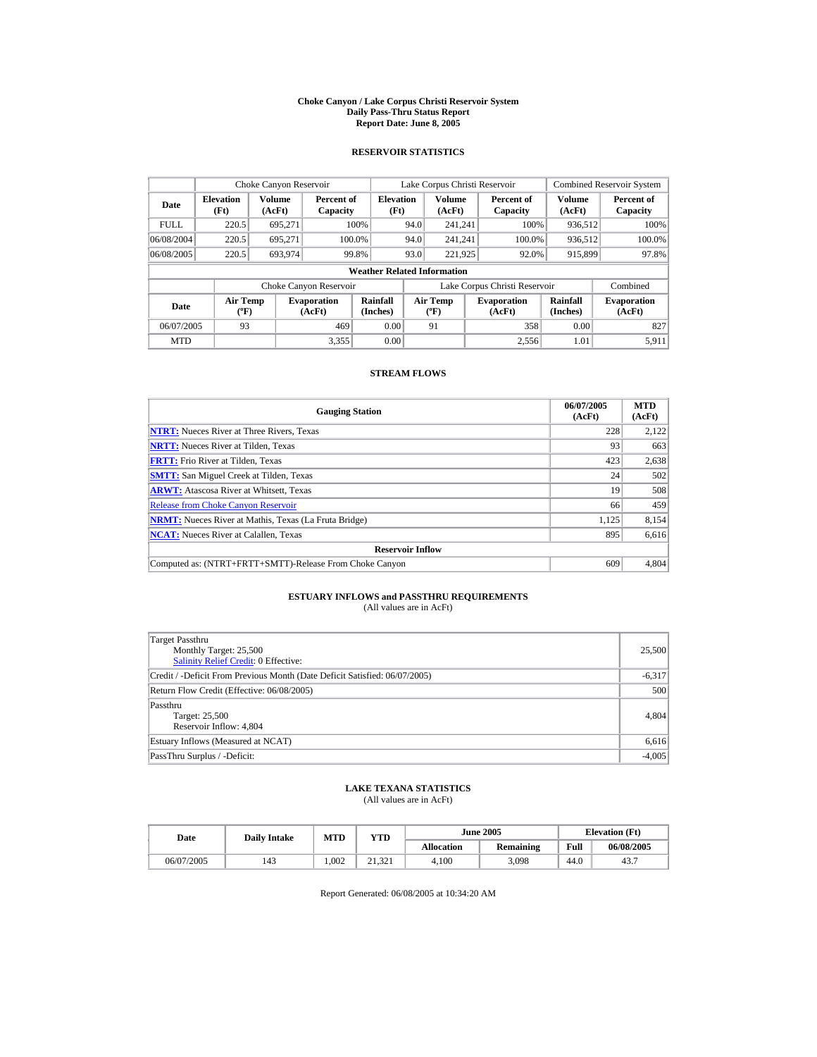# Choke Canyon / Lake Corpus Christi Reservoir System
## Daily Pass-Thru Status Report
### Report Date: June 8, 2005

## RESERVOIR STATISTICS

| Date | Choke Canyon Reservoir | | | Lake Corpus Christi Reservoir | | | Combined Reservoir System | |
|---|---|---|---|---|---|---|---|---|
| | Elevation (Ft) | Volume (AcFt) | Percent of Capacity | Elevation (Ft) | Volume (AcFt) | Percent of Capacity | Volume (AcFt) | Percent of Capacity |
| FULL | 220.5 | 695,271 | 100% | 94.0 | 241,241 | 100% | 936,512 | 100% |
| 06/08/2004 | 220.5 | 695,271 | 100.0% | 94.0 | 241,241 | 100.0% | 936,512 | 100.0% |
| 06/08/2005 | 220.5 | 693,974 | 99.8% | 93.0 | 221,925 | 92.0% | 915,899 | 97.8% |

**Weather Related Information**

| Date | Choke Canyon Reservoir | | | Lake Corpus Christi Reservoir | | | Combined |
|---|---|---|---|---|---|---|---|
| | Air Temp (ºF) | Evaporation (AcFt) | Rainfall (Inches) | Air Temp (ºF) | Evaporation (AcFt) | Rainfall (Inches) | Evaporation (AcFt) |
| 06/07/2005 | 93 | 469 | 0.00 | 91 | 358 | 0.00 | 827 |
| MTD | | 3,355 | 0.00 | | 2,556 | 1.01 | 5,911 |

## STREAM FLOWS

| Gauging Station | 06/07/2005 (AcFt) | MTD (AcFt) |
|---|---|---|
| NTRT: Nueces River at Three Rivers, Texas | 228 | 2,122 |
| NRTT: Nueces River at Tilden, Texas | 93 | 663 |
| FRTT: Frio River at Tilden, Texas | 423 | 2,638 |
| SMTT: San Miguel Creek at Tilden, Texas | 24 | 502 |
| ARWT: Atascosa River at Whitsett, Texas | 19 | 508 |
| Release from Choke Canyon Reservoir | 66 | 459 |
| NRMT: Nueces River at Mathis, Texas (La Fruta Bridge) | 1,125 | 8,154 |
| NCAT: Nueces River at Calallen, Texas | 895 | 6,616 |
| **Reservoir Inflow** | | |
| Computed as: (NTRT+FRTT+SMTT)-Release From Choke Canyon | 609 | 4,804 |

## ESTUARY INFLOWS and PASSTHRU REQUIREMENTS
(All values are in AcFt)

| | |
|---|---|
| Target Passthru<br>Monthly Target: 25,500<br>Salinity Relief Credit: 0 Effective: | 25,500 |
| Credit / -Deficit From Previous Month (Date Deficit Satisfied: 06/07/2005) | -6,317 |
| Return Flow Credit (Effective: 06/08/2005) | 500 |
| Passthru<br>Target: 25,500<br>Reservoir Inflow: 4,804 | 4,804 |
| Estuary Inflows (Measured at NCAT) | 6,616 |
| PassThru Surplus / -Deficit: | -4,005 |

## LAKE TEXANA STATISTICS
(All values are in AcFt)

| Date | Daily Intake | MTD | YTD | June 2005 | | Elevation (Ft) | |
|---|---|---|---|---|---|---|---|
| | | | | Allocation | Remaining | Full | 06/08/2005 |
| 06/07/2005 | 143 | 1,002 | 21,321 | 4,100 | 3,098 | 44.0 | 43.7 |

Report Generated: 06/08/2005 at 10:34:20 AM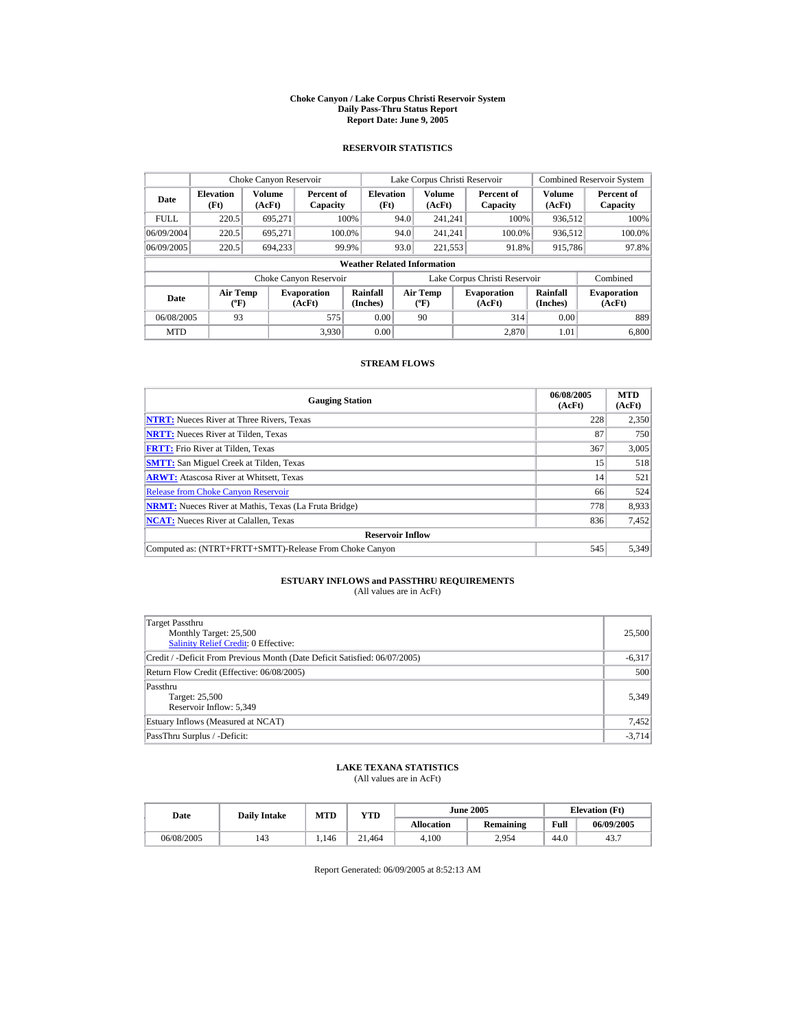# Choke Canyon / Lake Corpus Christi Reservoir System
## Daily Pass-Thru Status Report
## Report Date: June 9, 2005

### RESERVOIR STATISTICS

| | Choke Canyon Reservoir | | | Lake Corpus Christi Reservoir | | | Combined Reservoir System | |
|---|---|---|---|---|---|---|---|---|
| Date | Elevation (Ft) | Volume (AcFt) | Percent of Capacity | Elevation (Ft) | Volume (AcFt) | Percent of Capacity | Volume (AcFt) | Percent of Capacity |
| FULL | 220.5 | 695,271 | 100% | 94.0 | 241,241 | 100% | 936,512 | 100% |
| 06/09/2004 | 220.5 | 695,271 | 100.0% | 94.0 | 241,241 | 100.0% | 936,512 | 100.0% |
| 06/09/2005 | 220.5 | 694,233 | 99.9% | 93.0 | 221,553 | 91.8% | 915,786 | 97.8% |

**Weather Related Information**

| | Choke Canyon Reservoir | | | Lake Corpus Christi Reservoir | | | Combined |
|---|---|---|---|---|---|---|---|
| Date | Air Temp (ºF) | Evaporation (AcFt) | Rainfall (Inches) | Air Temp (ºF) | Evaporation (AcFt) | Rainfall (Inches) | Evaporation (AcFt) |
| 06/08/2005 | 93 | 575 | 0.00 | 90 | 314 | 0.00 | 889 |
| MTD | | 3,930 | 0.00 | | 2,870 | 1.01 | 6,800 |

### STREAM FLOWS

| Gauging Station | 06/08/2005 (AcFt) | MTD (AcFt) |
|---|---|---|
| NTRT: Nueces River at Three Rivers, Texas | 228 | 2,350 |
| NRTT: Nueces River at Tilden, Texas | 87 | 750 |
| FRTT: Frio River at Tilden, Texas | 367 | 3,005 |
| SMTT: San Miguel Creek at Tilden, Texas | 15 | 518 |
| ARWT: Atascosa River at Whitsett, Texas | 14 | 521 |
| Release from Choke Canyon Reservoir | 66 | 524 |
| NRMT: Nueces River at Mathis, Texas (La Fruta Bridge) | 778 | 8,933 |
| NCAT: Nueces River at Calallen, Texas | 836 | 7,452 |
| **Reservoir Inflow** | | |
| Computed as: (NTRT+FRTT+SMTT)-Release From Choke Canyon | 545 | 5,349 |

### ESTUARY INFLOWS and PASSTHRU REQUIREMENTS
(All values are in AcFt)

| | |
|---|---|
| Target Passthru<br>Monthly Target: 25,500<br>Salinity Relief Credit: 0 Effective: | 25,500 |
| Credit / -Deficit From Previous Month (Date Deficit Satisfied: 06/07/2005) | -6,317 |
| Return Flow Credit (Effective: 06/08/2005) | 500 |
| Passthru<br>Target: 25,500<br>Reservoir Inflow: 5,349 | 5,349 |
| Estuary Inflows (Measured at NCAT) | 7,452 |
| PassThru Surplus / -Deficit: | -3,714 |

### LAKE TEXANA STATISTICS
(All values are in AcFt)

| Date | Daily Intake | MTD | YTD | June 2005 | | Elevation (Ft) | |
|---|---|---|---|---|---|---|---|
| | | | | Allocation | Remaining | Full | 06/09/2005 |
| 06/08/2005 | 143 | 1,146 | 21,464 | 4,100 | 2,954 | 44.0 | 43.7 |

Report Generated: 06/09/2005 at 8:52:13 AM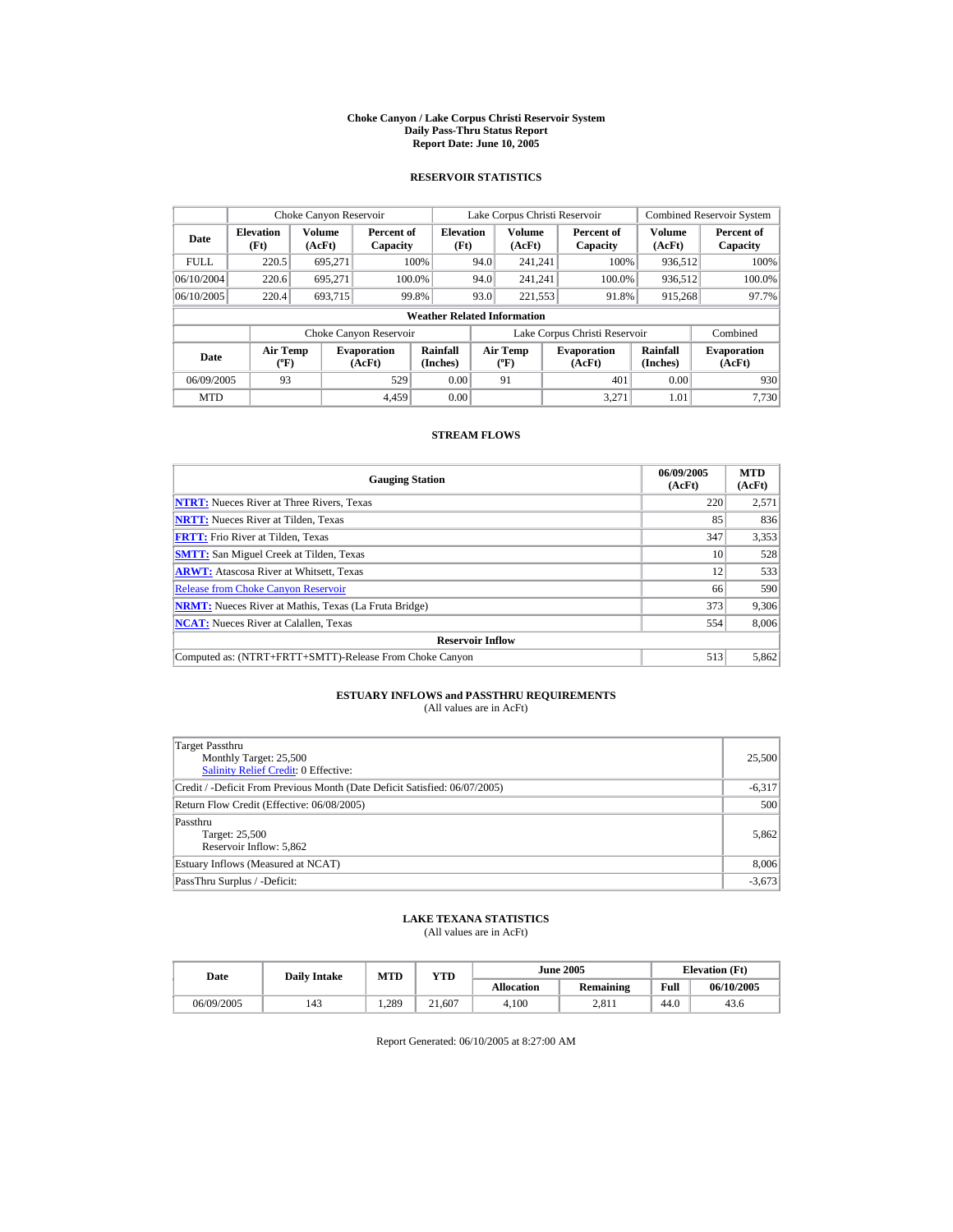# Choke Canyon / Lake Corpus Christi Reservoir System
## Daily Pass-Thru Status Report
### Report Date: June 10, 2005

## RESERVOIR STATISTICS

| Date | Choke Canyon Reservoir | | | Lake Corpus Christi Reservoir | | | Combined Reservoir System | |
|---|---|---|---|---|---|---|---|---|
| | Elevation (Ft) | Volume (AcFt) | Percent of Capacity | Elevation (Ft) | Volume (AcFt) | Percent of Capacity | Volume (AcFt) | Percent of Capacity |
| FULL | 220.5 | 695,271 | 100% | 94.0 | 241,241 | 100% | 936,512 | 100% |
| 06/10/2004 | 220.6 | 695,271 | 100.0% | 94.0 | 241,241 | 100.0% | 936,512 | 100.0% |
| 06/10/2005 | 220.4 | 693,715 | 99.8% | 93.0 | 221,553 | 91.8% | 915,268 | 97.7% |

**Weather Related Information**

| Date | Choke Canyon Reservoir | | | Lake Corpus Christi Reservoir | | | Combined |
|---|---|---|---|---|---|---|---|
| | Air Temp (ºF) | Evaporation (AcFt) | Rainfall (Inches) | Air Temp (ºF) | Evaporation (AcFt) | Rainfall (Inches) | Evaporation (AcFt) |
| 06/09/2005 | 93 | 529 | 0.00 | 91 | 401 | 0.00 | 930 |
| MTD | | 4,459 | 0.00 | | 3,271 | 1.01 | 7,730 |

## STREAM FLOWS

| Gauging Station | 06/09/2005 (AcFt) | MTD (AcFt) |
|---|---|---|
| **NTRT:** Nueces River at Three Rivers, Texas | 220 | 2,571 |
| **NRTT:** Nueces River at Tilden, Texas | 85 | 836 |
| **FRTT:** Frio River at Tilden, Texas | 347 | 3,353 |
| **SMTT:** San Miguel Creek at Tilden, Texas | 10 | 528 |
| **ARWT:** Atascosa River at Whitsett, Texas | 12 | 533 |
| Release from Choke Canyon Reservoir | 66 | 590 |
| **NRMT:** Nueces River at Mathis, Texas (La Fruta Bridge) | 373 | 9,306 |
| **NCAT:** Nueces River at Calallen, Texas | 554 | 8,006 |
| **Reservoir Inflow** | | |
| Computed as: (NTRT+FRTT+SMTT)-Release From Choke Canyon | 513 | 5,862 |

## ESTUARY INFLOWS and PASSTHRU REQUIREMENTS
(All values are in AcFt)

| Description | Value |
|---|---|
| Target Passthru<br>Monthly Target: 25,500<br>Salinity Relief Credit: 0 Effective: | 25,500 |
| Credit / -Deficit From Previous Month (Date Deficit Satisfied: 06/07/2005) | -6,317 |
| Return Flow Credit (Effective: 06/08/2005) | 500 |
| Passthru<br>Target: 25,500<br>Reservoir Inflow: 5,862 | 5,862 |
| Estuary Inflows (Measured at NCAT) | 8,006 |
| PassThru Surplus / -Deficit: | -3,673 |

## LAKE TEXANA STATISTICS
(All values are in AcFt)

| Date | Daily Intake | MTD | YTD | June 2005 | | Elevation (Ft) | |
|---|---|---|---|---|---|---|---|
| | | | | Allocation | Remaining | Full | 06/10/2005 |
| 06/09/2005 | 143 | 1,289 | 21,607 | 4,100 | 2,811 | 44.0 | 43.6 |

Report Generated: 06/10/2005 at 8:27:00 AM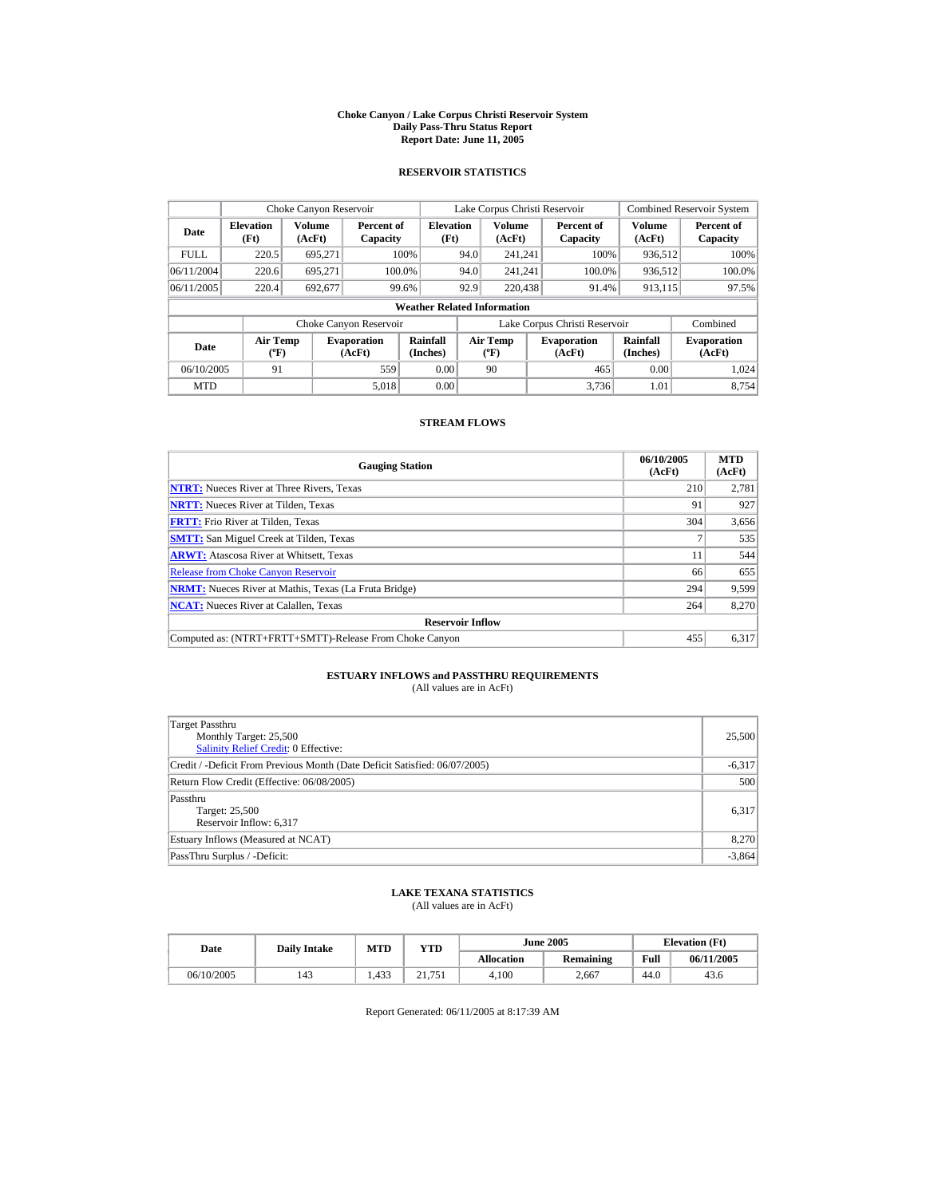# Choke Canyon / Lake Corpus Christi Reservoir System
## Daily Pass-Thru Status Report
### Report Date: June 11, 2005

## RESERVOIR STATISTICS

| Date | Choke Canyon Reservoir | | | Lake Corpus Christi Reservoir | | | Combined Reservoir System | |
|---|---|---|---|---|---|---|---|---|
| | Elevation (Ft) | Volume (AcFt) | Percent of Capacity | Elevation (Ft) | Volume (AcFt) | Percent of Capacity | Volume (AcFt) | Percent of Capacity |
| FULL | 220.5 | 695,271 | 100% | 94.0 | 241,241 | 100% | 936,512 | 100% |
| 06/11/2004 | 220.6 | 695,271 | 100.0% | 94.0 | 241,241 | 100.0% | 936,512 | 100.0% |
| 06/11/2005 | 220.4 | 692,677 | 99.6% | 92.9 | 220,438 | 91.4% | 913,115 | 97.5% |

**Weather Related Information**

| Date | Choke Canyon Reservoir | | | Lake Corpus Christi Reservoir | | | Combined |
|---|---|---|---|---|---|---|---|
| | Air Temp (ºF) | Evaporation (AcFt) | Rainfall (Inches) | Air Temp (ºF) | Evaporation (AcFt) | Rainfall (Inches) | Evaporation (AcFt) |
| 06/10/2005 | 91 | 559 | 0.00 | 90 | 465 | 0.00 | 1,024 |
| MTD | | 5,018 | 0.00 | | 3,736 | 1.01 | 8,754 |

## STREAM FLOWS

| Gauging Station | 06/10/2005 (AcFt) | MTD (AcFt) |
|---|---|---|
| NTRT: Nueces River at Three Rivers, Texas | 210 | 2,781 |
| NRTT: Nueces River at Tilden, Texas | 91 | 927 |
| FRTT: Frio River at Tilden, Texas | 304 | 3,656 |
| SMTT: San Miguel Creek at Tilden, Texas | 7 | 535 |
| ARWT: Atascosa River at Whitsett, Texas | 11 | 544 |
| Release from Choke Canyon Reservoir | 66 | 655 |
| NRMT: Nueces River at Mathis, Texas (La Fruta Bridge) | 294 | 9,599 |
| NCAT: Nueces River at Calallen, Texas | 264 | 8,270 |
| **Reservoir Inflow** | | |
| Computed as: (NTRT+FRTT+SMTT)-Release From Choke Canyon | 455 | 6,317 |

## ESTUARY INFLOWS and PASSTHRU REQUIREMENTS
(All values are in AcFt)

| | |
|---|---|
| Target Passthru<br>Monthly Target: 25,500<br>Salinity Relief Credit: 0 Effective: | 25,500 |
| Credit / -Deficit From Previous Month (Date Deficit Satisfied: 06/07/2005) | -6,317 |
| Return Flow Credit (Effective: 06/08/2005) | 500 |
| Passthru<br>Target: 25,500<br>Reservoir Inflow: 6,317 | 6,317 |
| Estuary Inflows (Measured at NCAT) | 8,270 |
| PassThru Surplus / -Deficit: | -3,864 |

## LAKE TEXANA STATISTICS
(All values are in AcFt)

| Date | Daily Intake | MTD | YTD | June 2005 | | Elevation (Ft) | |
|---|---|---|---|---|---|---|---|
| | | | | Allocation | Remaining | Full | 06/11/2005 |
| 06/10/2005 | 143 | 1,433 | 21,751 | 4,100 | 2,667 | 44.0 | 43.6 |

Report Generated: 06/11/2005 at 8:17:39 AM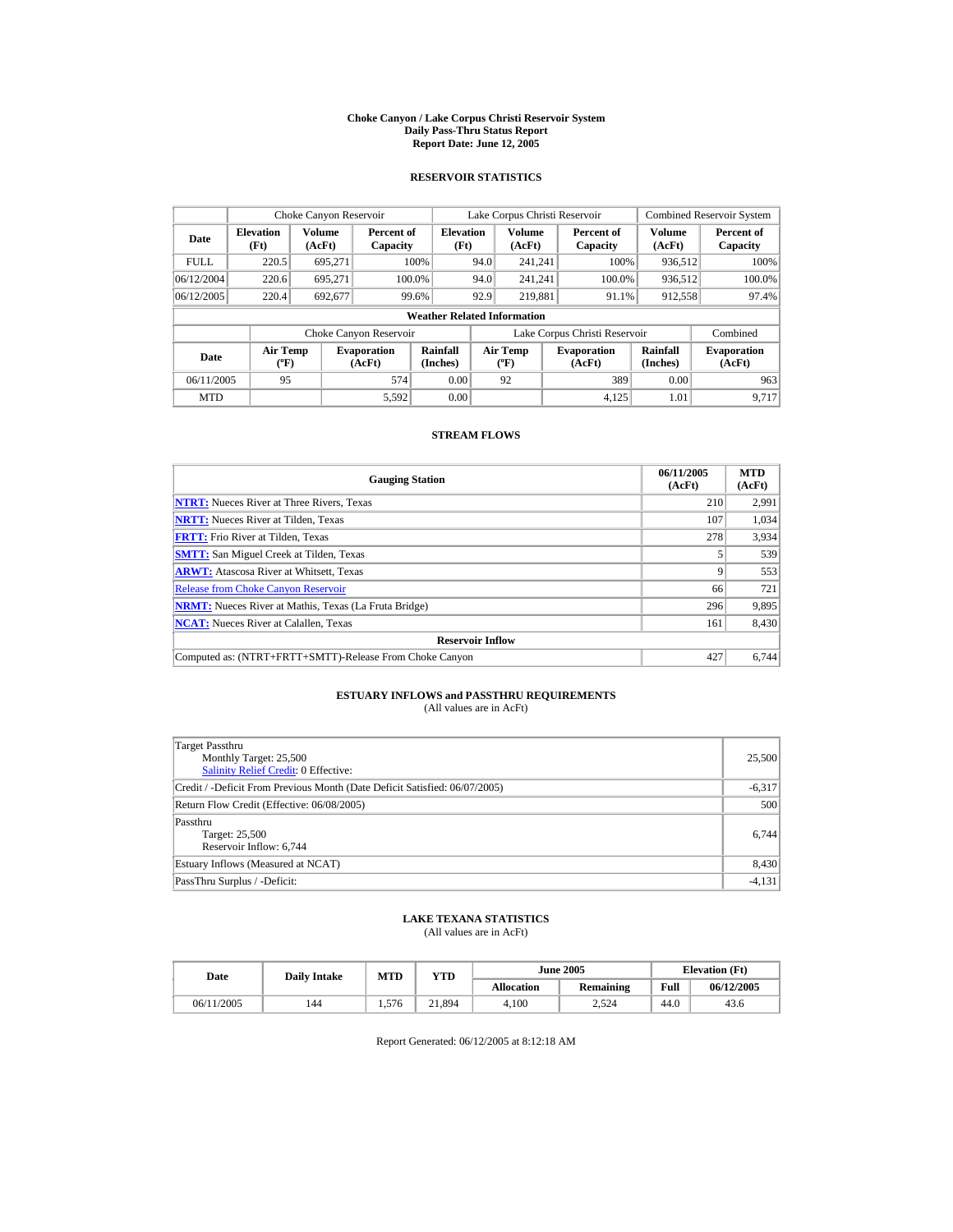# Choke Canyon / Lake Corpus Christi Reservoir System
## Daily Pass-Thru Status Report
### Report Date: June 12, 2005

## RESERVOIR STATISTICS

| Date | Choke Canyon Reservoir | | | Lake Corpus Christi Reservoir | | | Combined Reservoir System | |
|---|---|---|---|---|---|---|---|---|
| | Elevation (Ft) | Volume (AcFt) | Percent of Capacity | Elevation (Ft) | Volume (AcFt) | Percent of Capacity | Volume (AcFt) | Percent of Capacity |
| FULL | 220.5 | 695,271 | 100% | 94.0 | 241,241 | 100% | 936,512 | 100% |
| 06/12/2004 | 220.6 | 695,271 | 100.0% | 94.0 | 241,241 | 100.0% | 936,512 | 100.0% |
| 06/12/2005 | 220.4 | 692,677 | 99.6% | 92.9 | 219,881 | 91.1% | 912,558 | 97.4% |

**Weather Related Information**

| Date | Choke Canyon Reservoir | | | Lake Corpus Christi Reservoir | | | Combined |
|---|---|---|---|---|---|---|---|
| | Air Temp (ºF) | Evaporation (AcFt) | Rainfall (Inches) | Air Temp (ºF) | Evaporation (AcFt) | Rainfall (Inches) | Evaporation (AcFt) |
| 06/11/2005 | 95 | 574 | 0.00 | 92 | 389 | 0.00 | 963 |
| MTD | | 5,592 | 0.00 | | 4,125 | 1.01 | 9,717 |

## STREAM FLOWS

| Gauging Station | 06/11/2005 (AcFt) | MTD (AcFt) |
|---|---|---|
| NTRT: Nueces River at Three Rivers, Texas | 210 | 2,991 |
| NRTT: Nueces River at Tilden, Texas | 107 | 1,034 |
| FRTT: Frio River at Tilden, Texas | 278 | 3,934 |
| SMTT: San Miguel Creek at Tilden, Texas | 5 | 539 |
| ARWT: Atascosa River at Whitsett, Texas | 9 | 553 |
| Release from Choke Canyon Reservoir | 66 | 721 |
| NRMT: Nueces River at Mathis, Texas (La Fruta Bridge) | 296 | 9,895 |
| NCAT: Nueces River at Calallen, Texas | 161 | 8,430 |
| **Reservoir Inflow** | | |
| Computed as: (NTRT+FRTT+SMTT)-Release From Choke Canyon | 427 | 6,744 |

## ESTUARY INFLOWS and PASSTHRU REQUIREMENTS
(All values are in AcFt)

| | |
|---|---|
| Target Passthru<br>Monthly Target: 25,500<br>Salinity Relief Credit: 0 Effective: | 25,500 |
| Credit / -Deficit From Previous Month (Date Deficit Satisfied: 06/07/2005) | -6,317 |
| Return Flow Credit (Effective: 06/08/2005) | 500 |
| Passthru<br>Target: 25,500<br>Reservoir Inflow: 6,744 | 6,744 |
| Estuary Inflows (Measured at NCAT) | 8,430 |
| PassThru Surplus / -Deficit: | -4,131 |

## LAKE TEXANA STATISTICS
(All values are in AcFt)

| Date | Daily Intake | MTD | YTD | June 2005 | | Elevation (Ft) | |
|---|---|---|---|---|---|---|---|
| | | | | Allocation | Remaining | Full | 06/12/2005 |
| 06/11/2005 | 144 | 1,576 | 21,894 | 4,100 | 2,524 | 44.0 | 43.6 |

Report Generated: 06/12/2005 at 8:12:18 AM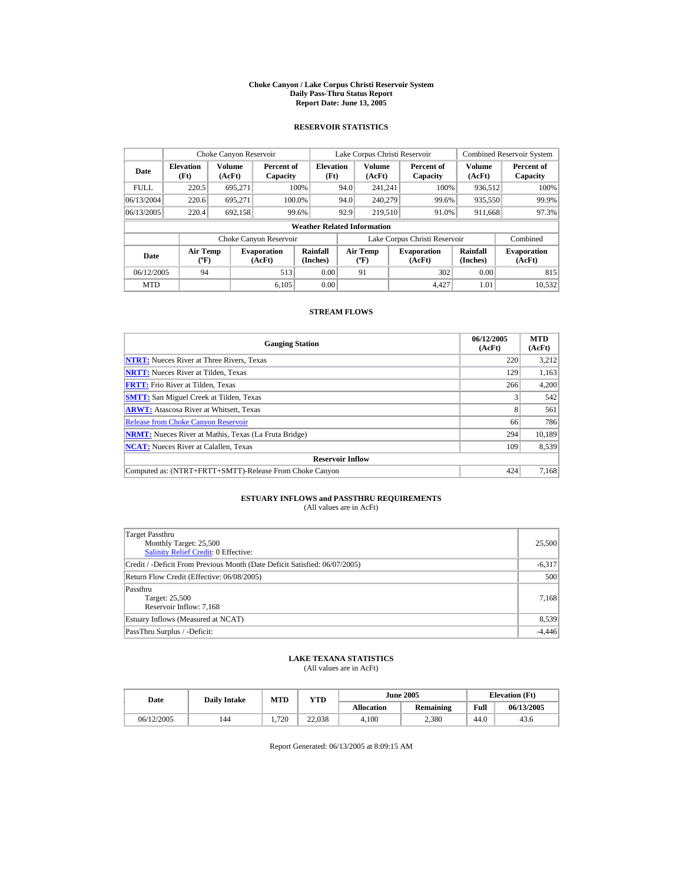# Choke Canyon / Lake Corpus Christi Reservoir System
## Daily Pass-Thru Status Report
### Report Date: June 13, 2005

## RESERVOIR STATISTICS

| Date | Choke Canyon Reservoir | | | Lake Corpus Christi Reservoir | | | Combined Reservoir System | |
|---|---|---|---|---|---|---|---|---|
| | Elevation (Ft) | Volume (AcFt) | Percent of Capacity | Elevation (Ft) | Volume (AcFt) | Percent of Capacity | Volume (AcFt) | Percent of Capacity |
| FULL | 220.5 | 695,271 | 100% | 94.0 | 241,241 | 100% | 936,512 | 100% |
| 06/13/2004 | 220.6 | 695,271 | 100.0% | 94.0 | 240,279 | 99.6% | 935,550 | 99.9% |
| 06/13/2005 | 220.4 | 692,158 | 99.6% | 92.9 | 219,510 | 91.0% | 911,668 | 97.3% |

**Weather Related Information**

| Date | Choke Canyon Reservoir | | | Lake Corpus Christi Reservoir | | | Combined |
|---|---|---|---|---|---|---|---|
| | Air Temp (ºF) | Evaporation (AcFt) | Rainfall (Inches) | Air Temp (ºF) | Evaporation (AcFt) | Rainfall (Inches) | Evaporation (AcFt) |
| 06/12/2005 | 94 | 513 | 0.00 | 91 | 302 | 0.00 | 815 |
| MTD | | 6,105 | 0.00 | | 4,427 | 1.01 | 10,532 |

## STREAM FLOWS

| Gauging Station | 06/12/2005 (AcFt) | MTD (AcFt) |
|---|---|---|
| NTRT: Nueces River at Three Rivers, Texas | 220 | 3,212 |
| NRTT: Nueces River at Tilden, Texas | 129 | 1,163 |
| FRTT: Frio River at Tilden, Texas | 266 | 4,200 |
| SMTT: San Miguel Creek at Tilden, Texas | 3 | 542 |
| ARWT: Atascosa River at Whitsett, Texas | 8 | 561 |
| Release from Choke Canyon Reservoir | 66 | 786 |
| NRMT: Nueces River at Mathis, Texas (La Fruta Bridge) | 294 | 10,189 |
| NCAT: Nueces River at Calallen, Texas | 109 | 8,539 |
| **Reservoir Inflow** | | |
| Computed as: (NTRT+FRTT+SMTT)-Release From Choke Canyon | 424 | 7,168 |

## ESTUARY INFLOWS and PASSTHRU REQUIREMENTS

(All values are in AcFt)

| Item | Value |
|---|---|
| Target Passthru<br>Monthly Target: 25,500<br>Salinity Relief Credit: 0 Effective: | 25,500 |
| Credit / -Deficit From Previous Month (Date Deficit Satisfied: 06/07/2005) | -6,317 |
| Return Flow Credit (Effective: 06/08/2005) | 500 |
| Passthru<br>Target: 25,500<br>Reservoir Inflow: 7,168 | 7,168 |
| Estuary Inflows (Measured at NCAT) | 8,539 |
| PassThru Surplus / -Deficit: | -4,446 |

## LAKE TEXANA STATISTICS

(All values are in AcFt)

| Date | Daily Intake | MTD | YTD | June 2005 | | Elevation (Ft) | |
|---|---|---|---|---|---|---|---|
| | | | | Allocation | Remaining | Full | 06/13/2005 |
| 06/12/2005 | 144 | 1,720 | 22,038 | 4,100 | 2,380 | 44.0 | 43.6 |

Report Generated: 06/13/2005 at 8:09:15 AM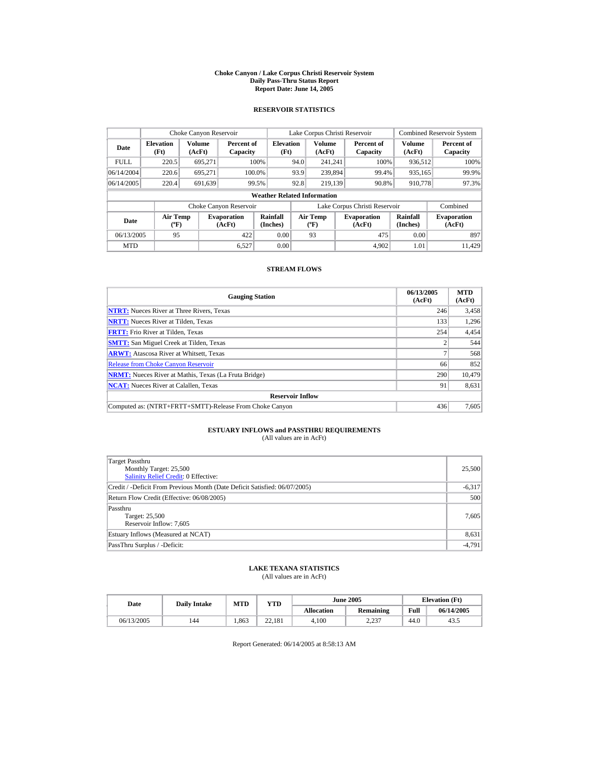# Choke Canyon / Lake Corpus Christi Reservoir System
## Daily Pass-Thru Status Report
## Report Date: June 14, 2005

### RESERVOIR STATISTICS

| Date | Choke Canyon Reservoir | | | Lake Corpus Christi Reservoir | | | Combined Reservoir System | |
|---|---|---|---|---|---|---|---|---|
| | Elevation (Ft) | Volume (AcFt) | Percent of Capacity | Elevation (Ft) | Volume (AcFt) | Percent of Capacity | Volume (AcFt) | Percent of Capacity |
| FULL | 220.5 | 695,271 | 100% | 94.0 | 241,241 | 100% | 936,512 | 100% |
| 06/14/2004 | 220.6 | 695,271 | 100.0% | 93.9 | 239,894 | 99.4% | 935,165 | 99.9% |
| 06/14/2005 | 220.4 | 691,639 | 99.5% | 92.8 | 219,139 | 90.8% | 910,778 | 97.3% |

**Weather Related Information**

| Date | Choke Canyon Reservoir | | | Lake Corpus Christi Reservoir | | | Combined |
|---|---|---|---|---|---|---|---|
| | Air Temp (ºF) | Evaporation (AcFt) | Rainfall (Inches) | Air Temp (ºF) | Evaporation (AcFt) | Rainfall (Inches) | Evaporation (AcFt) |
| 06/13/2005 | 95 | 422 | 0.00 | 93 | 475 | 0.00 | 897 |
| MTD | | 6,527 | 0.00 | | 4,902 | 1.01 | 11,429 |

### STREAM FLOWS

| Gauging Station | 06/13/2005 (AcFt) | MTD (AcFt) |
|---|---|---|
| **NTRT:** Nueces River at Three Rivers, Texas | 246 | 3,458 |
| **NRTT:** Nueces River at Tilden, Texas | 133 | 1,296 |
| **FRTT:** Frio River at Tilden, Texas | 254 | 4,454 |
| **SMTT:** San Miguel Creek at Tilden, Texas | 2 | 544 |
| **ARWT:** Atascosa River at Whitsett, Texas | 7 | 568 |
| Release from Choke Canyon Reservoir | 66 | 852 |
| **NRMT:** Nueces River at Mathis, Texas (La Fruta Bridge) | 290 | 10,479 |
| **NCAT:** Nueces River at Calallen, Texas | 91 | 8,631 |
| **Reservoir Inflow** | | |
| Computed as: (NTRT+FRTT+SMTT)-Release From Choke Canyon | 436 | 7,605 |

### ESTUARY INFLOWS and PASSTHRU REQUIREMENTS
(All values are in AcFt)

| | |
|---|---|
| Target Passthru<br>Monthly Target: 25,500<br>Salinity Relief Credit: 0 Effective: | 25,500 |
| Credit / -Deficit From Previous Month (Date Deficit Satisfied: 06/07/2005) | -6,317 |
| Return Flow Credit (Effective: 06/08/2005) | 500 |
| Passthru<br>Target: 25,500<br>Reservoir Inflow: 7,605 | 7,605 |
| Estuary Inflows (Measured at NCAT) | 8,631 |
| PassThru Surplus / -Deficit: | -4,791 |

### LAKE TEXANA STATISTICS
(All values are in AcFt)

| Date | Daily Intake | MTD | YTD | June 2005 | | Elevation (Ft) | |
|---|---|---|---|---|---|---|---|
| | | | | Allocation | Remaining | Full | 06/14/2005 |
| 06/13/2005 | 144 | 1,863 | 22,181 | 4,100 | 2,237 | 44.0 | 43.5 |

Report Generated: 06/14/2005 at 8:58:13 AM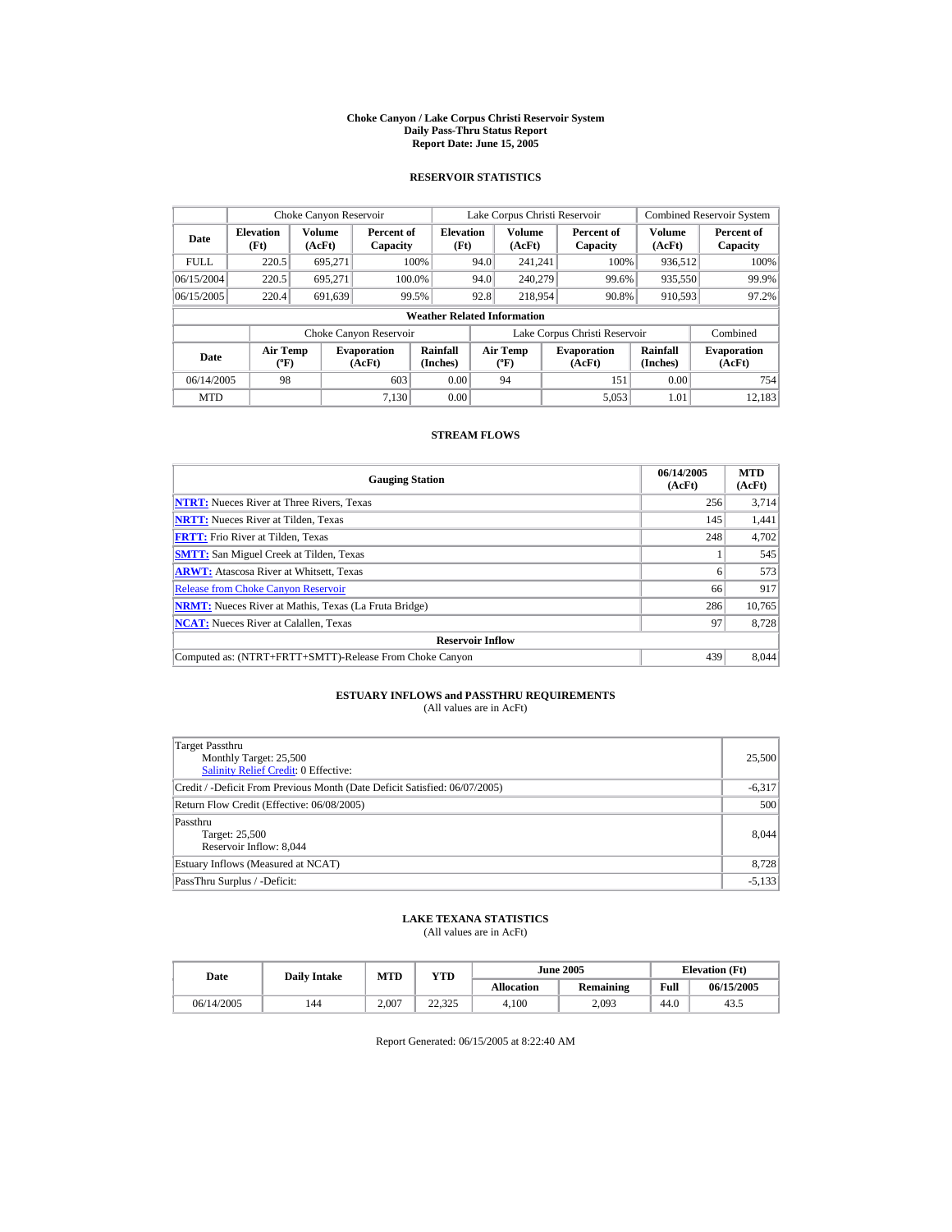# Choke Canyon / Lake Corpus Christi Reservoir System
## Daily Pass-Thru Status Report
### Report Date: June 15, 2005

## RESERVOIR STATISTICS

| Date | Choke Canyon Reservoir | | | Lake Corpus Christi Reservoir | | | Combined Reservoir System | |
|---|---|---|---|---|---|---|---|---|
| | Elevation (Ft) | Volume (AcFt) | Percent of Capacity | Elevation (Ft) | Volume (AcFt) | Percent of Capacity | Volume (AcFt) | Percent of Capacity |
| FULL | 220.5 | 695,271 | 100% | 94.0 | 241,241 | 100% | 936,512 | 100% |
| 06/15/2004 | 220.5 | 695,271 | 100.0% | 94.0 | 240,279 | 99.6% | 935,550 | 99.9% |
| 06/15/2005 | 220.4 | 691,639 | 99.5% | 92.8 | 218,954 | 90.8% | 910,593 | 97.2% |

**Weather Related Information**

| Date | Choke Canyon Reservoir | | | Lake Corpus Christi Reservoir | | | Combined |
|---|---|---|---|---|---|---|---|
| | Air Temp (ºF) | Evaporation (AcFt) | Rainfall (Inches) | Air Temp (ºF) | Evaporation (AcFt) | Rainfall (Inches) | Evaporation (AcFt) |
| 06/14/2005 | 98 | 603 | 0.00 | 94 | 151 | 0.00 | 754 |
| MTD | | 7,130 | 0.00 | | 5,053 | 1.01 | 12,183 |

## STREAM FLOWS

| Gauging Station | 06/14/2005 (AcFt) | MTD (AcFt) |
|---|---|---|
| NTRT: Nueces River at Three Rivers, Texas | 256 | 3,714 |
| NRTT: Nueces River at Tilden, Texas | 145 | 1,441 |
| FRTT: Frio River at Tilden, Texas | 248 | 4,702 |
| SMTT: San Miguel Creek at Tilden, Texas | 1 | 545 |
| ARWT: Atascosa River at Whitsett, Texas | 6 | 573 |
| Release from Choke Canyon Reservoir | 66 | 917 |
| NRMT: Nueces River at Mathis, Texas (La Fruta Bridge) | 286 | 10,765 |
| NCAT: Nueces River at Calallen, Texas | 97 | 8,728 |
| **Reservoir Inflow** | | |
| Computed as: (NTRT+FRTT+SMTT)-Release From Choke Canyon | 439 | 8,044 |

## ESTUARY INFLOWS and PASSTHRU REQUIREMENTS
(All values are in AcFt)

| | |
|---|---|
| Target Passthru<br>Monthly Target: 25,500<br>Salinity Relief Credit: 0 Effective: | 25,500 |
| Credit / -Deficit From Previous Month (Date Deficit Satisfied: 06/07/2005) | -6,317 |
| Return Flow Credit (Effective: 06/08/2005) | 500 |
| Passthru<br>Target: 25,500<br>Reservoir Inflow: 8,044 | 8,044 |
| Estuary Inflows (Measured at NCAT) | 8,728 |
| PassThru Surplus / -Deficit: | -5,133 |

## LAKE TEXANA STATISTICS
(All values are in AcFt)

| Date | Daily Intake | MTD | YTD | June 2005 | | Elevation (Ft) | |
|---|---|---|---|---|---|---|---|
| | | | | Allocation | Remaining | Full | 06/15/2005 |
| 06/14/2005 | 144 | 2,007 | 22,325 | 4,100 | 2,093 | 44.0 | 43.5 |

Report Generated: 06/15/2005 at 8:22:40 AM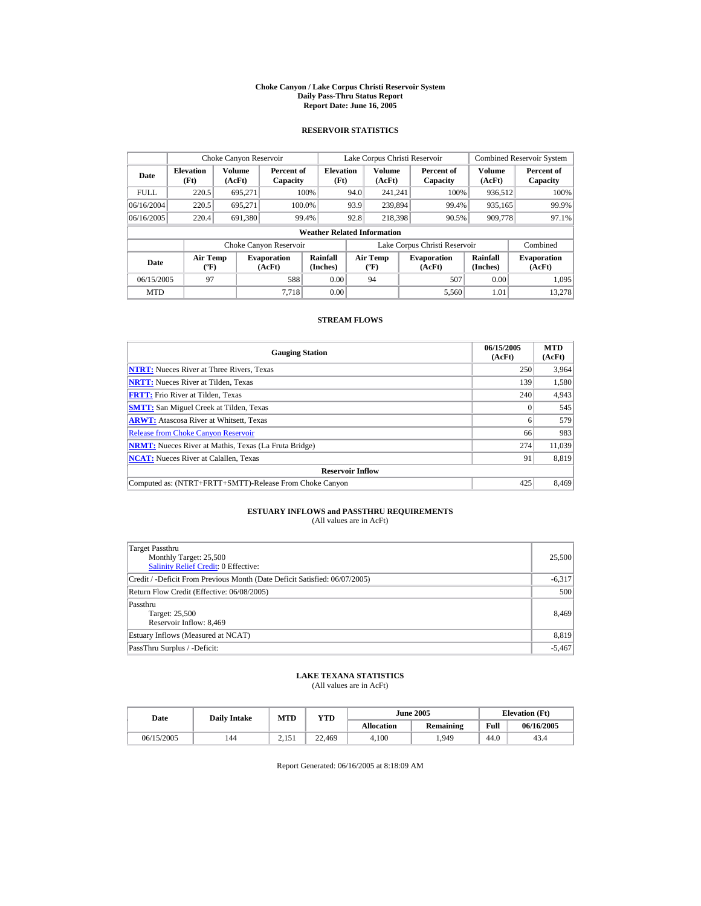# Choke Canyon / Lake Corpus Christi Reservoir System
## Daily Pass-Thru Status Report
### Report Date: June 16, 2005

## RESERVOIR STATISTICS

| Date | Choke Canyon Reservoir | | | Lake Corpus Christi Reservoir | | | Combined Reservoir System | |
|---|---|---|---|---|---|---|---|---|
| | Elevation (Ft) | Volume (AcFt) | Percent of Capacity | Elevation (Ft) | Volume (AcFt) | Percent of Capacity | Volume (AcFt) | Percent of Capacity |
| FULL | 220.5 | 695,271 | 100% | 94.0 | 241,241 | 100% | 936,512 | 100% |
| 06/16/2004 | 220.5 | 695,271 | 100.0% | 93.9 | 239,894 | 99.4% | 935,165 | 99.9% |
| 06/16/2005 | 220.4 | 691,380 | 99.4% | 92.8 | 218,398 | 90.5% | 909,778 | 97.1% |

**Weather Related Information**

| Date | Choke Canyon Reservoir | | | Lake Corpus Christi Reservoir | | | Combined |
|---|---|---|---|---|---|---|---|
| | Air Temp (ºF) | Evaporation (AcFt) | Rainfall (Inches) | Air Temp (ºF) | Evaporation (AcFt) | Rainfall (Inches) | Evaporation (AcFt) |
| 06/15/2005 | 97 | 588 | 0.00 | 94 | 507 | 0.00 | 1,095 |
| MTD | | 7,718 | 0.00 | | 5,560 | 1.01 | 13,278 |

## STREAM FLOWS

| Gauging Station | 06/15/2005 (AcFt) | MTD (AcFt) |
|---|---|---|
| NTRT: Nueces River at Three Rivers, Texas | 250 | 3,964 |
| NRTT: Nueces River at Tilden, Texas | 139 | 1,580 |
| FRTT: Frio River at Tilden, Texas | 240 | 4,943 |
| SMTT: San Miguel Creek at Tilden, Texas | 0 | 545 |
| ARWT: Atascosa River at Whitsett, Texas | 6 | 579 |
| Release from Choke Canyon Reservoir | 66 | 983 |
| NRMT: Nueces River at Mathis, Texas (La Fruta Bridge) | 274 | 11,039 |
| NCAT: Nueces River at Calallen, Texas | 91 | 8,819 |
| **Reservoir Inflow** | | |
| Computed as: (NTRT+FRTT+SMTT)-Release From Choke Canyon | 425 | 8,469 |

## ESTUARY INFLOWS and PASSTHRU REQUIREMENTS
(All values are in AcFt)

| | |
|---|---|
| Target Passthru<br>Monthly Target: 25,500<br>Salinity Relief Credit: 0 Effective: | 25,500 |
| Credit / -Deficit From Previous Month (Date Deficit Satisfied: 06/07/2005) | -6,317 |
| Return Flow Credit (Effective: 06/08/2005) | 500 |
| Passthru<br>Target: 25,500<br>Reservoir Inflow: 8,469 | 8,469 |
| Estuary Inflows (Measured at NCAT) | 8,819 |
| PassThru Surplus / -Deficit: | -5,467 |

## LAKE TEXANA STATISTICS
(All values are in AcFt)

| Date | Daily Intake | MTD | YTD | June 2005 | | Elevation (Ft) | |
|---|---|---|---|---|---|---|---|
| | | | | Allocation | Remaining | Full | 06/16/2005 |
| 06/15/2005 | 144 | 2,151 | 22,469 | 4,100 | 1,949 | 44.0 | 43.4 |

Report Generated: 06/16/2005 at 8:18:09 AM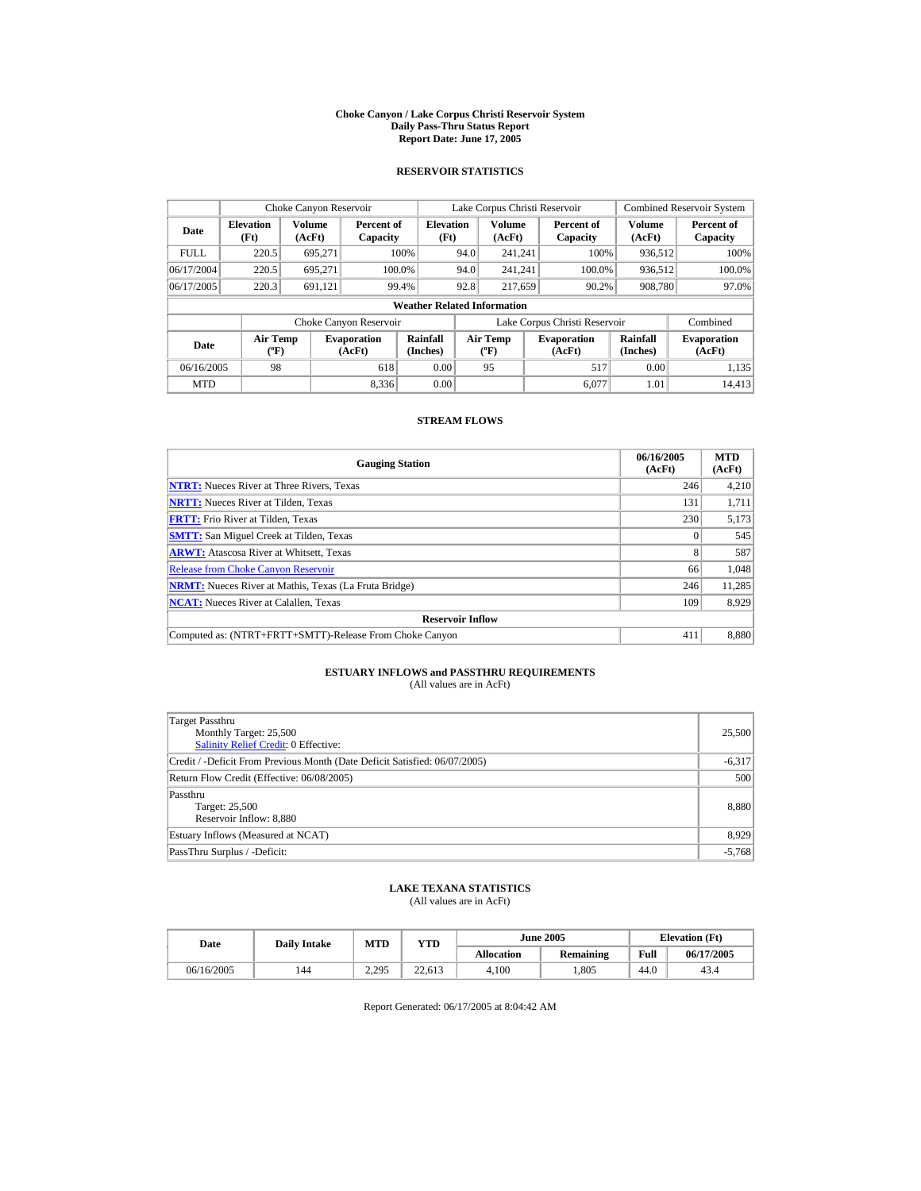# Choke Canyon / Lake Corpus Christi Reservoir System
## Daily Pass-Thru Status Report
### Report Date: June 17, 2005

## RESERVOIR STATISTICS

| Date | Choke Canyon Reservoir | | | Lake Corpus Christi Reservoir | | | Combined Reservoir System | |
|---|---|---|---|---|---|---|---|---|
| | Elevation (Ft) | Volume (AcFt) | Percent of Capacity | Elevation (Ft) | Volume (AcFt) | Percent of Capacity | Volume (AcFt) | Percent of Capacity |
| FULL | 220.5 | 695,271 | 100% | 94.0 | 241,241 | 100% | 936,512 | 100% |
| 06/17/2004 | 220.5 | 695,271 | 100.0% | 94.0 | 241,241 | 100.0% | 936,512 | 100.0% |
| 06/17/2005 | 220.3 | 691,121 | 99.4% | 92.8 | 217,659 | 90.2% | 908,780 | 97.0% |

**Weather Related Information**

| Date | Choke Canyon Reservoir | | | Lake Corpus Christi Reservoir | | | Combined |
|---|---|---|---|---|---|---|---|
| | Air Temp (ºF) | Evaporation (AcFt) | Rainfall (Inches) | Air Temp (ºF) | Evaporation (AcFt) | Rainfall (Inches) | Evaporation (AcFt) |
| 06/16/2005 | 98 | 618 | 0.00 | 95 | 517 | 0.00 | 1,135 |
| MTD | | 8,336 | 0.00 | | 6,077 | 1.01 | 14,413 |

## STREAM FLOWS

| Gauging Station | 06/16/2005 (AcFt) | MTD (AcFt) |
|---|---|---|
| **NTRT:** Nueces River at Three Rivers, Texas | 246 | 4,210 |
| **NRTT:** Nueces River at Tilden, Texas | 131 | 1,711 |
| **FRTT:** Frio River at Tilden, Texas | 230 | 5,173 |
| **SMTT:** San Miguel Creek at Tilden, Texas | 0 | 545 |
| **ARWT:** Atascosa River at Whitsett, Texas | 8 | 587 |
| Release from Choke Canyon Reservoir | 66 | 1,048 |
| **NRMT:** Nueces River at Mathis, Texas (La Fruta Bridge) | 246 | 11,285 |
| **NCAT:** Nueces River at Calallen, Texas | 109 | 8,929 |
| **Reservoir Inflow** | | |
| Computed as: (NTRT+FRTT+SMTT)-Release From Choke Canyon | 411 | 8,880 |

## ESTUARY INFLOWS and PASSTHRU REQUIREMENTS
(All values are in AcFt)

| | |
|---|---|
| Target Passthru<br>Monthly Target: 25,500<br>Salinity Relief Credit: 0 Effective: | 25,500 |
| Credit / -Deficit From Previous Month (Date Deficit Satisfied: 06/07/2005) | -6,317 |
| Return Flow Credit (Effective: 06/08/2005) | 500 |
| Passthru<br>Target: 25,500<br>Reservoir Inflow: 8,880 | 8,880 |
| Estuary Inflows (Measured at NCAT) | 8,929 |
| PassThru Surplus / -Deficit: | -5,768 |

## LAKE TEXANA STATISTICS
(All values are in AcFt)

| Date | Daily Intake | MTD | YTD | June 2005 | | Elevation (Ft) | |
|---|---|---|---|---|---|---|---|
| | | | | Allocation | Remaining | Full | 06/17/2005 |
| 06/16/2005 | 144 | 2,295 | 22,613 | 4,100 | 1,805 | 44.0 | 43.4 |

Report Generated: 06/17/2005 at 8:04:42 AM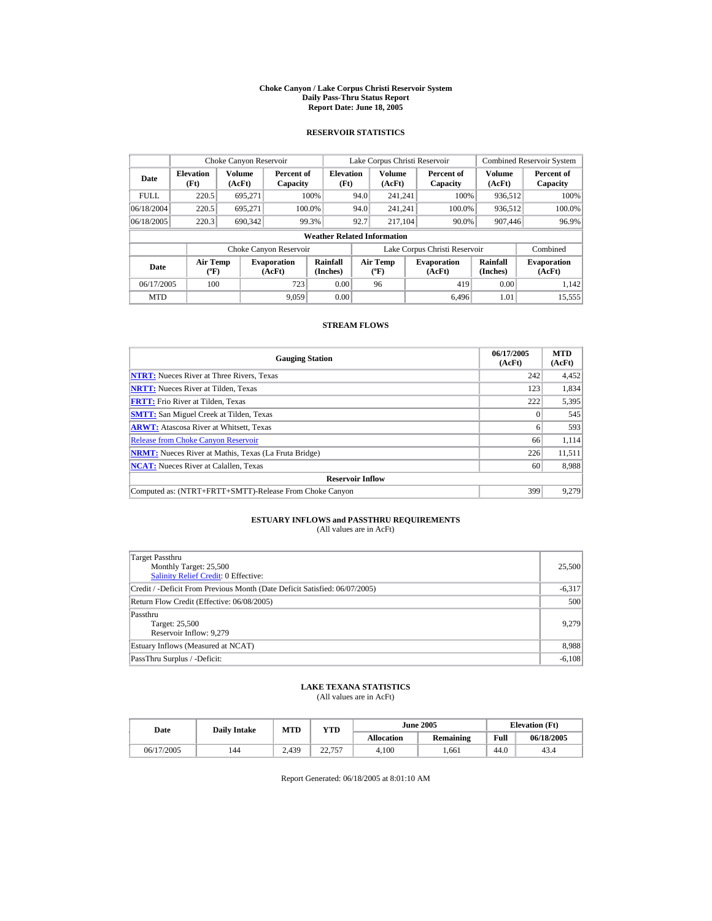# Choke Canyon / Lake Corpus Christi Reservoir System
## Daily Pass-Thru Status Report
### Report Date: June 18, 2005

## RESERVOIR STATISTICS

| Date | Choke Canyon Reservoir | | | Lake Corpus Christi Reservoir | | | Combined Reservoir System | |
|---|---|---|---|---|---|---|---|---|
| | Elevation (Ft) | Volume (AcFt) | Percent of Capacity | Elevation (Ft) | Volume (AcFt) | Percent of Capacity | Volume (AcFt) | Percent of Capacity |
| FULL | 220.5 | 695,271 | 100% | 94.0 | 241,241 | 100% | 936,512 | 100% |
| 06/18/2004 | 220.5 | 695,271 | 100.0% | 94.0 | 241,241 | 100.0% | 936,512 | 100.0% |
| 06/18/2005 | 220.3 | 690,342 | 99.3% | 92.7 | 217,104 | 90.0% | 907,446 | 96.9% |

**Weather Related Information**

| Date | Choke Canyon Reservoir | | | Lake Corpus Christi Reservoir | | | Combined |
|---|---|---|---|---|---|---|---|
| | Air Temp (ºF) | Evaporation (AcFt) | Rainfall (Inches) | Air Temp (ºF) | Evaporation (AcFt) | Rainfall (Inches) | Evaporation (AcFt) |
| 06/17/2005 | 100 | 723 | 0.00 | 96 | 419 | 0.00 | 1,142 |
| MTD | | 9,059 | 0.00 | | 6,496 | 1.01 | 15,555 |

## STREAM FLOWS

| Gauging Station | 06/17/2005 (AcFt) | MTD (AcFt) |
|---|---|---|
| **NTRT:** Nueces River at Three Rivers, Texas | 242 | 4,452 |
| **NRTT:** Nueces River at Tilden, Texas | 123 | 1,834 |
| **FRTT:** Frio River at Tilden, Texas | 222 | 5,395 |
| **SMTT:** San Miguel Creek at Tilden, Texas | 0 | 545 |
| **ARWT:** Atascosa River at Whitsett, Texas | 6 | 593 |
| Release from Choke Canyon Reservoir | 66 | 1,114 |
| **NRMT:** Nueces River at Mathis, Texas (La Fruta Bridge) | 226 | 11,511 |
| **NCAT:** Nueces River at Calallen, Texas | 60 | 8,988 |
| **Reservoir Inflow** | | |
| Computed as: (NTRT+FRTT+SMTT)-Release From Choke Canyon | 399 | 9,279 |

## ESTUARY INFLOWS and PASSTHRU REQUIREMENTS
(All values are in AcFt)

| | |
|---|---|
| Target Passthru<br>Monthly Target: 25,500<br>Salinity Relief Credit: 0 Effective: | 25,500 |
| Credit / -Deficit From Previous Month (Date Deficit Satisfied: 06/07/2005) | -6,317 |
| Return Flow Credit (Effective: 06/08/2005) | 500 |
| Passthru<br>Target: 25,500<br>Reservoir Inflow: 9,279 | 9,279 |
| Estuary Inflows (Measured at NCAT) | 8,988 |
| PassThru Surplus / -Deficit: | -6,108 |

## LAKE TEXANA STATISTICS
(All values are in AcFt)

| Date | Daily Intake | MTD | YTD | June 2005 | | Elevation (Ft) | |
|---|---|---|---|---|---|---|---|
| | | | | Allocation | Remaining | Full | 06/18/2005 |
| 06/17/2005 | 144 | 2,439 | 22,757 | 4,100 | 1,661 | 44.0 | 43.4 |

Report Generated: 06/18/2005 at 8:01:10 AM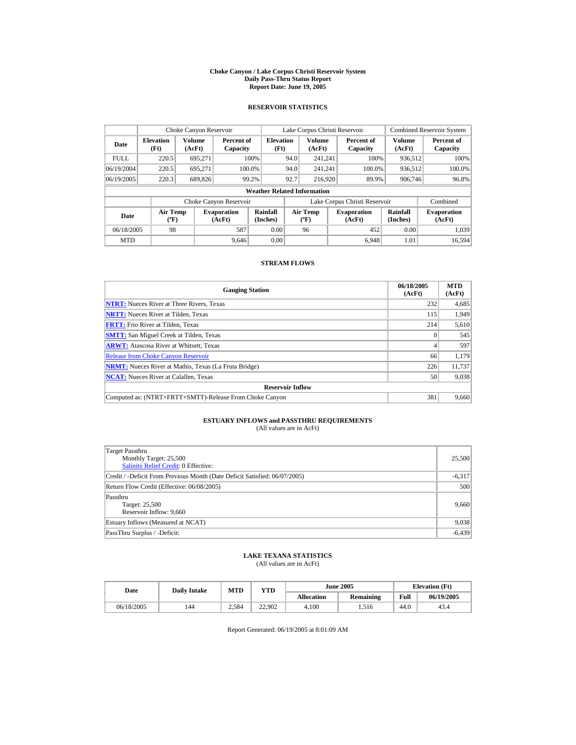# Choke Canyon / Lake Corpus Christi Reservoir System
## Daily Pass-Thru Status Report
## Report Date: June 19, 2005

### RESERVOIR STATISTICS

| Date | Choke Canyon Reservoir | | | Lake Corpus Christi Reservoir | | | Combined Reservoir System | |
|---|---|---|---|---|---|---|---|---|
| | Elevation (Ft) | Volume (AcFt) | Percent of Capacity | Elevation (Ft) | Volume (AcFt) | Percent of Capacity | Volume (AcFt) | Percent of Capacity |
| FULL | 220.5 | 695,271 | 100% | 94.0 | 241,241 | 100% | 936,512 | 100% |
| 06/19/2004 | 220.5 | 695,271 | 100.0% | 94.0 | 241,241 | 100.0% | 936,512 | 100.0% |
| 06/19/2005 | 220.3 | 689,826 | 99.2% | 92.7 | 216,920 | 89.9% | 906,746 | 96.8% |

**Weather Related Information**

| Date | Choke Canyon Reservoir | | | Lake Corpus Christi Reservoir | | | Combined |
|---|---|---|---|---|---|---|---|
| | Air Temp (ºF) | Evaporation (AcFt) | Rainfall (Inches) | Air Temp (ºF) | Evaporation (AcFt) | Rainfall (Inches) | Evaporation (AcFt) |
| 06/18/2005 | 98 | 587 | 0.00 | 96 | 452 | 0.00 | 1,039 |
| MTD | | 9,646 | 0.00 | | 6,948 | 1.01 | 16,594 |

### STREAM FLOWS

| Gauging Station | 06/18/2005 (AcFt) | MTD (AcFt) |
|---|---|---|
| **NTRT:** Nueces River at Three Rivers, Texas | 232 | 4,685 |
| **NRTT:** Nueces River at Tilden, Texas | 115 | 1,949 |
| **FRTT:** Frio River at Tilden, Texas | 214 | 5,610 |
| **SMTT:** San Miguel Creek at Tilden, Texas | 0 | 545 |
| **ARWT:** Atascosa River at Whitsett, Texas | 4 | 597 |
| Release from Choke Canyon Reservoir | 66 | 1,179 |
| **NRMT:** Nueces River at Mathis, Texas (La Fruta Bridge) | 226 | 11,737 |
| **NCAT:** Nueces River at Calallen, Texas | 50 | 9,038 |
| **Reservoir Inflow** | | |
| Computed as: (NTRT+FRTT+SMTT)-Release From Choke Canyon | 381 | 9,660 |

### ESTUARY INFLOWS and PASSTHRU REQUIREMENTS
(All values are in AcFt)

| | |
|---|---|
| Target Passthru<br>Monthly Target: 25,500<br>Salinity Relief Credit: 0 Effective: | 25,500 |
| Credit / -Deficit From Previous Month (Date Deficit Satisfied: 06/07/2005) | -6,317 |
| Return Flow Credit (Effective: 06/08/2005) | 500 |
| Passthru<br>Target: 25,500<br>Reservoir Inflow: 9,660 | 9,660 |
| Estuary Inflows (Measured at NCAT) | 9,038 |
| PassThru Surplus / -Deficit: | -6,439 |

### LAKE TEXANA STATISTICS
(All values are in AcFt)

| Date | Daily Intake | MTD | YTD | June 2005 | | Elevation (Ft) | |
|---|---|---|---|---|---|---|---|
| | | | | Allocation | Remaining | Full | 06/19/2005 |
| 06/18/2005 | 144 | 2,584 | 22,902 | 4,100 | 1,516 | 44.0 | 43.4 |

Report Generated: 06/19/2005 at 8:01:09 AM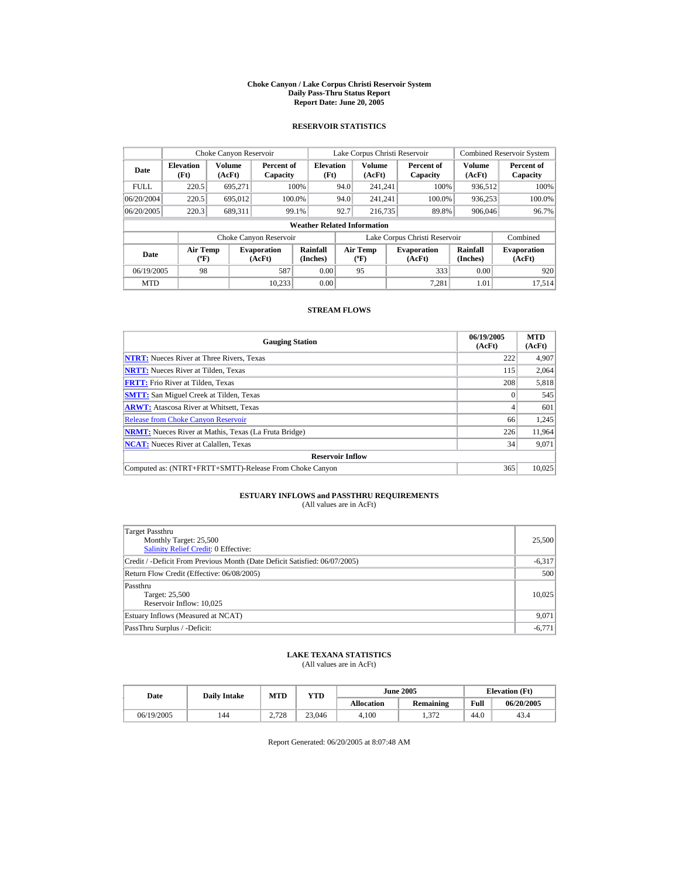# Choke Canyon / Lake Corpus Christi Reservoir System
## Daily Pass-Thru Status Report
### Report Date: June 20, 2005

## RESERVOIR STATISTICS

| | Choke Canyon Reservoir | | | Lake Corpus Christi Reservoir | | | Combined Reservoir System | |
|---|---|---|---|---|---|---|---|---|
| Date | Elevation (Ft) | Volume (AcFt) | Percent of Capacity | Elevation (Ft) | Volume (AcFt) | Percent of Capacity | Volume (AcFt) | Percent of Capacity |
| FULL | 220.5 | 695,271 | 100% | 94.0 | 241,241 | 100% | 936,512 | 100% |
| 06/20/2004 | 220.5 | 695,012 | 100.0% | 94.0 | 241,241 | 100.0% | 936,253 | 100.0% |
| 06/20/2005 | 220.3 | 689,311 | 99.1% | 92.7 | 216,735 | 89.8% | 906,046 | 96.7% |

**Weather Related Information**

| | Choke Canyon Reservoir | | | Lake Corpus Christi Reservoir | | | Combined |
|---|---|---|---|---|---|---|---|
| Date | Air Temp (ºF) | Evaporation (AcFt) | Rainfall (Inches) | Air Temp (ºF) | Evaporation (AcFt) | Rainfall (Inches) | Evaporation (AcFt) |
| 06/19/2005 | 98 | 587 | 0.00 | 95 | 333 | 0.00 | 920 |
| MTD | | 10,233 | 0.00 | | 7,281 | 1.01 | 17,514 |

## STREAM FLOWS

| Gauging Station | 06/19/2005 (AcFt) | MTD (AcFt) |
|---|---|---|
| **NTRT:** Nueces River at Three Rivers, Texas | 222 | 4,907 |
| **NRTT:** Nueces River at Tilden, Texas | 115 | 2,064 |
| **FRTT:** Frio River at Tilden, Texas | 208 | 5,818 |
| **SMTT:** San Miguel Creek at Tilden, Texas | 0 | 545 |
| **ARWT:** Atascosa River at Whitsett, Texas | 4 | 601 |
| Release from Choke Canyon Reservoir | 66 | 1,245 |
| **NRMT:** Nueces River at Mathis, Texas (La Fruta Bridge) | 226 | 11,964 |
| **NCAT:** Nueces River at Calallen, Texas | 34 | 9,071 |
| **Reservoir Inflow** | | |
| Computed as: (NTRT+FRTT+SMTT)-Release From Choke Canyon | 365 | 10,025 |

## ESTUARY INFLOWS and PASSTHRU REQUIREMENTS
(All values are in AcFt)

| | |
|---|---|
| Target Passthru<br>Monthly Target: 25,500<br>Salinity Relief Credit: 0 Effective: | 25,500 |
| Credit / -Deficit From Previous Month (Date Deficit Satisfied: 06/07/2005) | -6,317 |
| Return Flow Credit (Effective: 06/08/2005) | 500 |
| Passthru<br>Target: 25,500<br>Reservoir Inflow: 10,025 | 10,025 |
| Estuary Inflows (Measured at NCAT) | 9,071 |
| PassThru Surplus / -Deficit: | -6,771 |

## LAKE TEXANA STATISTICS
(All values are in AcFt)

| Date | Daily Intake | MTD | YTD | June 2005 | | Elevation (Ft) | |
|---|---|---|---|---|---|---|---|
| | | | | Allocation | Remaining | Full | 06/20/2005 |
| 06/19/2005 | 144 | 2,728 | 23,046 | 4,100 | 1,372 | 44.0 | 43.4 |

Report Generated: 06/20/2005 at 8:07:48 AM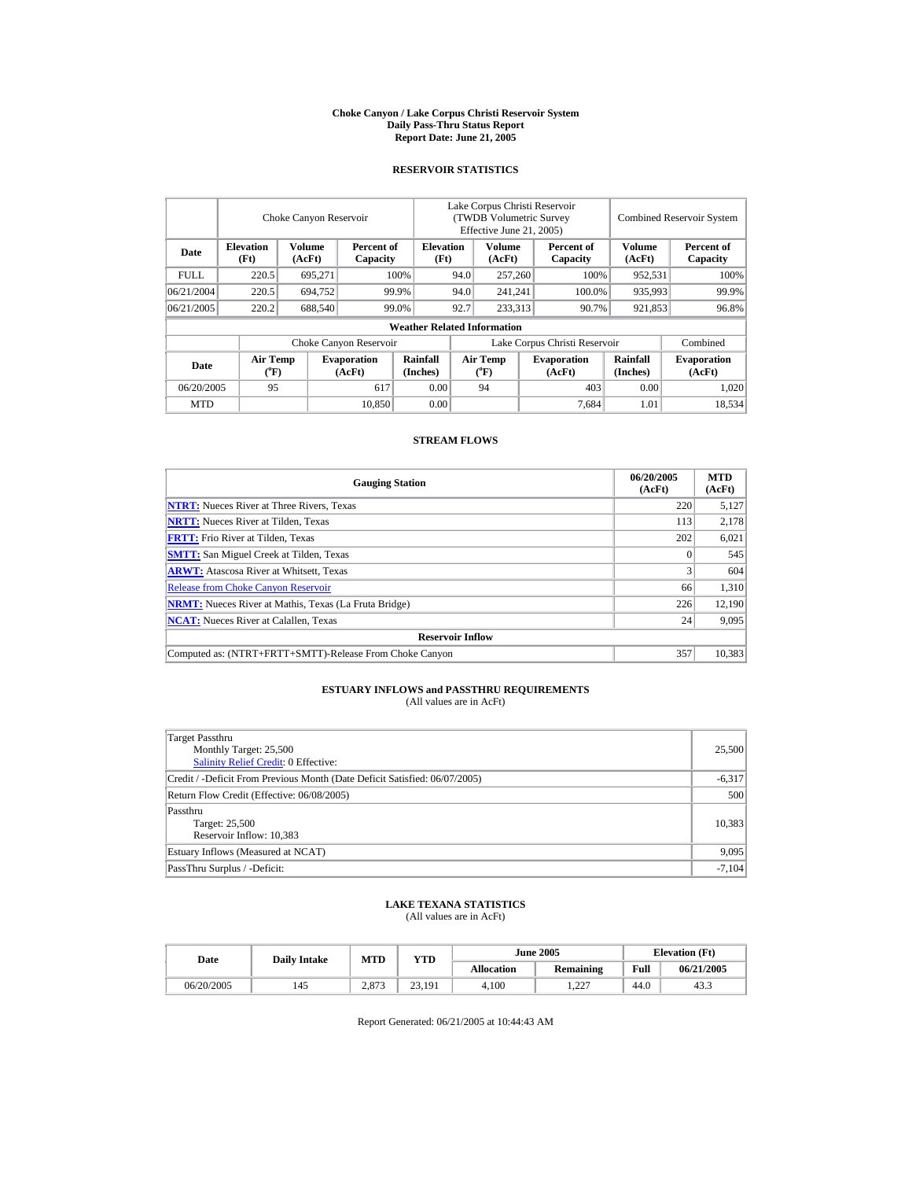# Choke Canyon / Lake Corpus Christi Reservoir System
## Daily Pass-Thru Status Report
## Report Date: June 21, 2005

### RESERVOIR STATISTICS

| Date | Choke Canyon Reservoir | | | Lake Corpus Christi Reservoir (TWDB Volumetric Survey Effective June 21, 2005) | | | Combined Reservoir System | |
|---|---|---|---|---|---|---|---|---|
| | Elevation (Ft) | Volume (AcFt) | Percent of Capacity | Elevation (Ft) | Volume (AcFt) | Percent of Capacity | Volume (AcFt) | Percent of Capacity |
| FULL | 220.5 | 695,271 | 100% | 94.0 | 257,260 | 100% | 952,531 | 100% |
| 06/21/2004 | 220.5 | 694,752 | 99.9% | 94.0 | 241,241 | 100.0% | 935,993 | 99.9% |
| 06/21/2005 | 220.2 | 688,540 | 99.0% | 92.7 | 233,313 | 90.7% | 921,853 | 96.8% |

**Weather Related Information**

| Date | Choke Canyon Reservoir | | | Lake Corpus Christi Reservoir | | | Combined |
|---|---|---|---|---|---|---|---|
| | Air Temp (°F) | Evaporation (AcFt) | Rainfall (Inches) | Air Temp (°F) | Evaporation (AcFt) | Rainfall (Inches) | Evaporation (AcFt) |
| 06/20/2005 | 95 | 617 | 0.00 | 94 | 403 | 0.00 | 1,020 |
| MTD | | 10,850 | 0.00 | | 7,684 | 1.01 | 18,534 |

### STREAM FLOWS

| Gauging Station | 06/20/2005 (AcFt) | MTD (AcFt) |
|---|---|---|
| NTRT: Nueces River at Three Rivers, Texas | 220 | 5,127 |
| NRTT: Nueces River at Tilden, Texas | 113 | 2,178 |
| FRTT: Frio River at Tilden, Texas | 202 | 6,021 |
| SMTT: San Miguel Creek at Tilden, Texas | 0 | 545 |
| ARWT: Atascosa River at Whitsett, Texas | 3 | 604 |
| Release from Choke Canyon Reservoir | 66 | 1,310 |
| NRMT: Nueces River at Mathis, Texas (La Fruta Bridge) | 226 | 12,190 |
| NCAT: Nueces River at Calallen, Texas | 24 | 9,095 |
| **Reservoir Inflow** | | |
| Computed as: (NTRT+FRTT+SMTT)-Release From Choke Canyon | 357 | 10,383 |

### ESTUARY INFLOWS and PASSTHRU REQUIREMENTS
(All values are in AcFt)

| | |
|---|---|
| Target Passthru<br>Monthly Target: 25,500<br>Salinity Relief Credit: 0 Effective: | 25,500 |
| Credit / -Deficit From Previous Month (Date Deficit Satisfied: 06/07/2005) | -6,317 |
| Return Flow Credit (Effective: 06/08/2005) | 500 |
| Passthru<br>Target: 25,500<br>Reservoir Inflow: 10,383 | 10,383 |
| Estuary Inflows (Measured at NCAT) | 9,095 |
| PassThru Surplus / -Deficit: | -7,104 |

### LAKE TEXANA STATISTICS
(All values are in AcFt)

| Date | Daily Intake | MTD | YTD | June 2005 | | Elevation (Ft) | |
|---|---|---|---|---|---|---|---|
| | | | | Allocation | Remaining | Full | 06/21/2005 |
| 06/20/2005 | 145 | 2,873 | 23,191 | 4,100 | 1,227 | 44.0 | 43.3 |

Report Generated: 06/21/2005 at 10:44:43 AM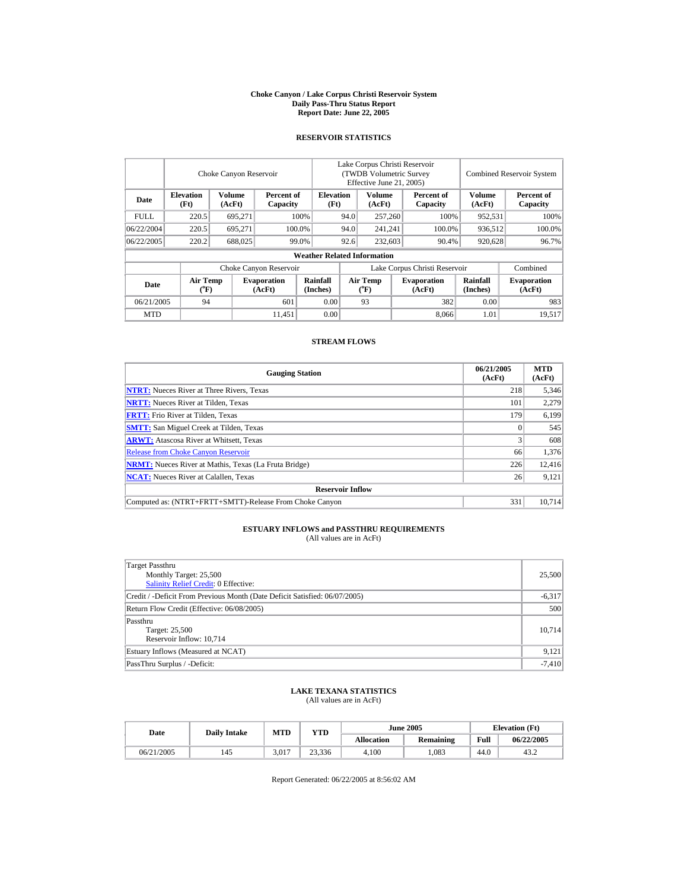**Choke Canyon / Lake Corpus Christi Reservoir System**
**Daily Pass-Thru Status Report**
**Report Date: June 22, 2005**

## RESERVOIR STATISTICS

| | Choke Canyon Reservoir | | | Lake Corpus Christi Reservoir (TWDB Volumetric Survey Effective June 21, 2005) | | | Combined Reservoir System | |
|---|---|---|---|---|---|---|---|---|
| **Date** | **Elevation (Ft)** | **Volume (AcFt)** | **Percent of Capacity** | **Elevation (Ft)** | **Volume (AcFt)** | **Percent of Capacity** | **Volume (AcFt)** | **Percent of Capacity** |
| FULL | 220.5 | 695,271 | 100% | 94.0 | 257,260 | 100% | 952,531 | 100% |
| 06/22/2004 | 220.5 | 695,271 | 100.0% | 94.0 | 241,241 | 100.0% | 936,512 | 100.0% |
| 06/22/2005 | 220.2 | 688,025 | 99.0% | 92.6 | 232,603 | 90.4% | 920,628 | 96.7% |

**Weather Related Information**

| | Choke Canyon Reservoir | | | Lake Corpus Christi Reservoir | | | Combined |
|---|---|---|---|---|---|---|---|
| **Date** | **Air Temp (°F)** | **Evaporation (AcFt)** | **Rainfall (Inches)** | **Air Temp (°F)** | **Evaporation (AcFt)** | **Rainfall (Inches)** | **Evaporation (AcFt)** |
| 06/21/2005 | 94 | 601 | 0.00 | 93 | 382 | 0.00 | 983 |
| MTD | | 11,451 | 0.00 | | 8,066 | 1.01 | 19,517 |

## STREAM FLOWS

| Gauging Station | 06/21/2005 (AcFt) | MTD (AcFt) |
|---|---|---|
| **NTRT:** Nueces River at Three Rivers, Texas | 218 | 5,346 |
| **NRTT:** Nueces River at Tilden, Texas | 101 | 2,279 |
| **FRTT:** Frio River at Tilden, Texas | 179 | 6,199 |
| **SMTT:** San Miguel Creek at Tilden, Texas | 0 | 545 |
| **ARWT:** Atascosa River at Whitsett, Texas | 3 | 608 |
| Release from Choke Canyon Reservoir | 66 | 1,376 |
| **NRMT:** Nueces River at Mathis, Texas (La Fruta Bridge) | 226 | 12,416 |
| **NCAT:** Nueces River at Calallen, Texas | 26 | 9,121 |
| **Reservoir Inflow** | | |
| Computed as: (NTRT+FRTT+SMTT)-Release From Choke Canyon | 331 | 10,714 |

## ESTUARY INFLOWS and PASSTHRU REQUIREMENTS
(All values are in AcFt)

| | |
|---|---|
| Target Passthru<br>Monthly Target: 25,500<br>Salinity Relief Credit: 0 Effective: | 25,500 |
| Credit / -Deficit From Previous Month (Date Deficit Satisfied: 06/07/2005) | -6,317 |
| Return Flow Credit (Effective: 06/08/2005) | 500 |
| Passthru<br>Target: 25,500<br>Reservoir Inflow: 10,714 | 10,714 |
| Estuary Inflows (Measured at NCAT) | 9,121 |
| PassThru Surplus / -Deficit: | -7,410 |

## LAKE TEXANA STATISTICS
(All values are in AcFt)

| Date | Daily Intake | MTD | YTD | June 2005 | | Elevation (Ft) | |
|---|---|---|---|---|---|---|---|
| | | | | **Allocation** | **Remaining** | **Full** | **06/22/2005** |
| 06/21/2005 | 145 | 3,017 | 23,336 | 4,100 | 1,083 | 44.0 | 43.2 |

Report Generated: 06/22/2005 at 8:56:02 AM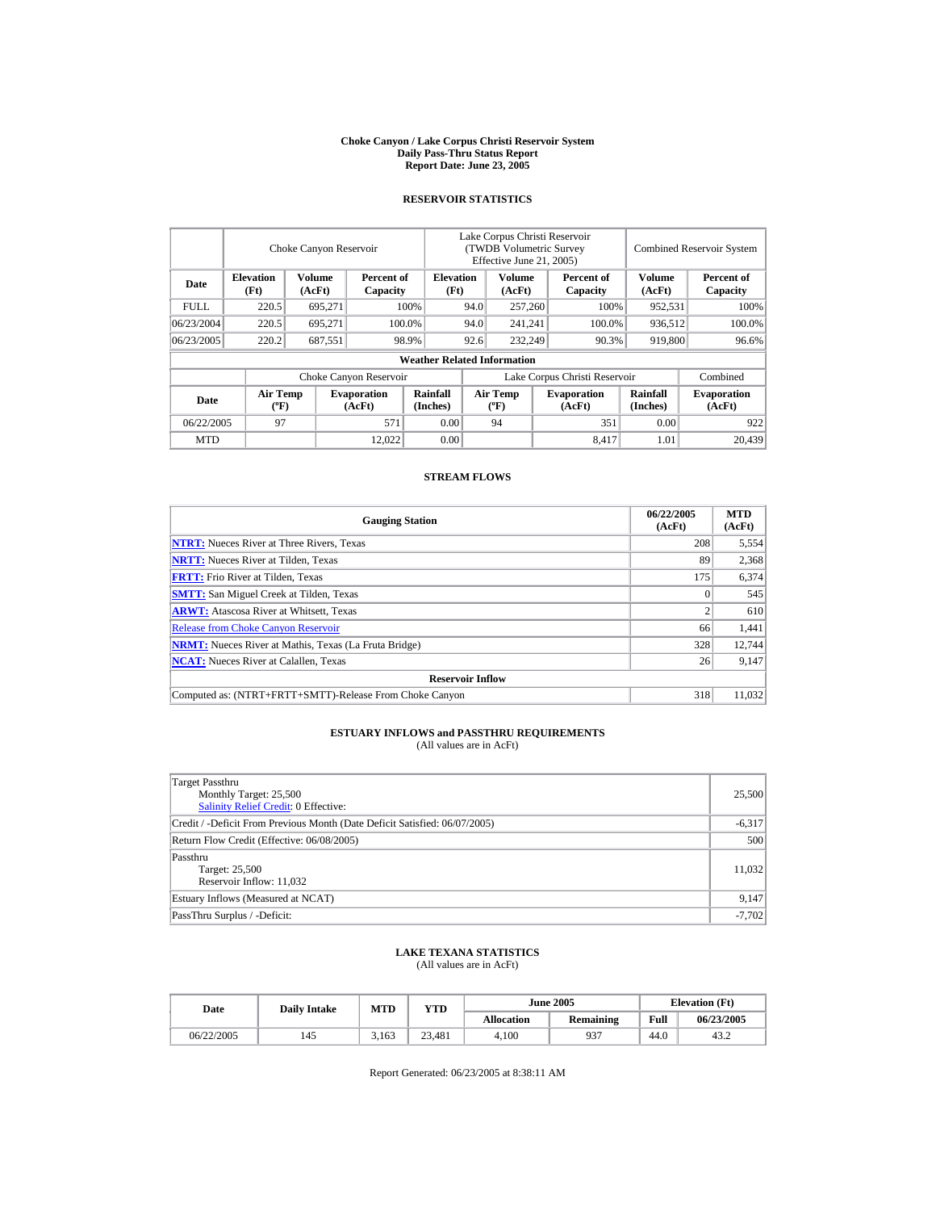**Choke Canyon / Lake Corpus Christi Reservoir System**
**Daily Pass-Thru Status Report**
**Report Date: June 23, 2005**

## RESERVOIR STATISTICS

| | Choke Canyon Reservoir | | | Lake Corpus Christi Reservoir (TWDB Volumetric Survey Effective June 21, 2005) | | | Combined Reservoir System | |
|---|---|---|---|---|---|---|---|---|
| **Date** | **Elevation (Ft)** | **Volume (AcFt)** | **Percent of Capacity** | **Elevation (Ft)** | **Volume (AcFt)** | **Percent of Capacity** | **Volume (AcFt)** | **Percent of Capacity** |
| FULL | 220.5 | 695,271 | 100% | 94.0 | 257,260 | 100% | 952,531 | 100% |
| 06/23/2004 | 220.5 | 695,271 | 100.0% | 94.0 | 241,241 | 100.0% | 936,512 | 100.0% |
| 06/23/2005 | 220.2 | 687,551 | 98.9% | 92.6 | 232,249 | 90.3% | 919,800 | 96.6% |

**Weather Related Information**

| | Choke Canyon Reservoir | | | Lake Corpus Christi Reservoir | | | Combined |
|---|---|---|---|---|---|---|---|
| **Date** | **Air Temp (ºF)** | **Evaporation (AcFt)** | **Rainfall (Inches)** | **Air Temp (ºF)** | **Evaporation (AcFt)** | **Rainfall (Inches)** | **Evaporation (AcFt)** |
| 06/22/2005 | 97 | 571 | 0.00 | 94 | 351 | 0.00 | 922 |
| MTD | | 12,022 | 0.00 | | 8,417 | 1.01 | 20,439 |

## STREAM FLOWS

| Gauging Station | 06/22/2005 (AcFt) | MTD (AcFt) |
|---|---|---|
| **NTRT:** Nueces River at Three Rivers, Texas | 208 | 5,554 |
| **NRTT:** Nueces River at Tilden, Texas | 89 | 2,368 |
| **FRTT:** Frio River at Tilden, Texas | 175 | 6,374 |
| **SMTT:** San Miguel Creek at Tilden, Texas | 0 | 545 |
| **ARWT:** Atascosa River at Whitsett, Texas | 2 | 610 |
| Release from Choke Canyon Reservoir | 66 | 1,441 |
| **NRMT:** Nueces River at Mathis, Texas (La Fruta Bridge) | 328 | 12,744 |
| **NCAT:** Nueces River at Calallen, Texas | 26 | 9,147 |
| **Reservoir Inflow** | | |
| Computed as: (NTRT+FRTT+SMTT)-Release From Choke Canyon | 318 | 11,032 |

## ESTUARY INFLOWS and PASSTHRU REQUIREMENTS
(All values are in AcFt)

| | |
|---|---|
| Target Passthru<br>Monthly Target: 25,500<br>Salinity Relief Credit: 0 Effective: | 25,500 |
| Credit / -Deficit From Previous Month (Date Deficit Satisfied: 06/07/2005) | -6,317 |
| Return Flow Credit (Effective: 06/08/2005) | 500 |
| Passthru<br>Target: 25,500<br>Reservoir Inflow: 11,032 | 11,032 |
| Estuary Inflows (Measured at NCAT) | 9,147 |
| PassThru Surplus / -Deficit: | -7,702 |

## LAKE TEXANA STATISTICS
(All values are in AcFt)

| Date | Daily Intake | MTD | YTD | June 2005 | | Elevation (Ft) | |
|---|---|---|---|---|---|---|---|
| | | | | **Allocation** | **Remaining** | **Full** | **06/23/2005** |
| 06/22/2005 | 145 | 3,163 | 23,481 | 4,100 | 937 | 44.0 | 43.2 |

Report Generated: 06/23/2005 at 8:38:11 AM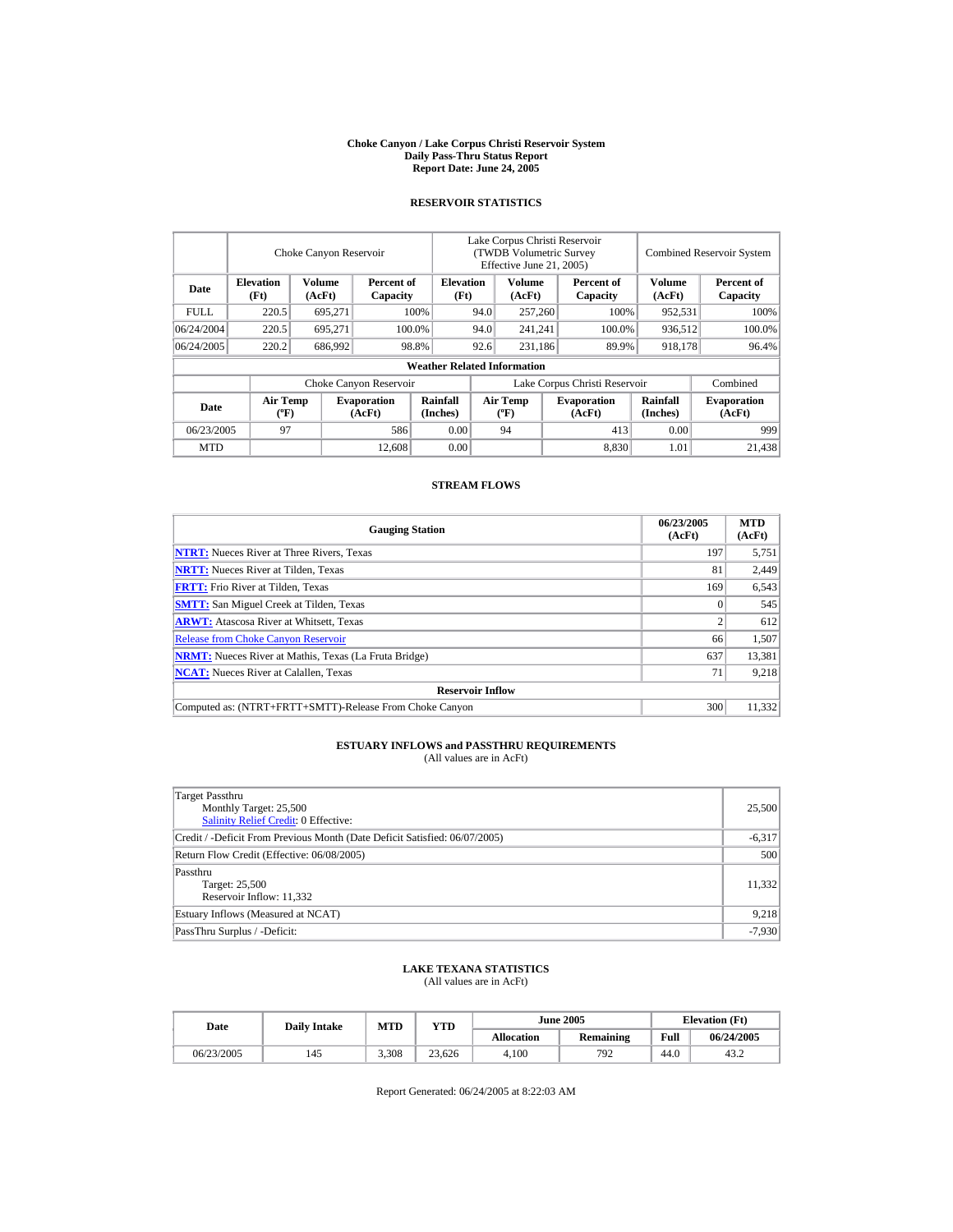# Choke Canyon / Lake Corpus Christi Reservoir System
## Daily Pass-Thru Status Report
## Report Date: June 24, 2005

### RESERVOIR STATISTICS

| Date | Choke Canyon Reservoir | | | Lake Corpus Christi Reservoir (TWDB Volumetric Survey Effective June 21, 2005) | | | Combined Reservoir System | |
|---|---|---|---|---|---|---|---|---|
| | Elevation (Ft) | Volume (AcFt) | Percent of Capacity | Elevation (Ft) | Volume (AcFt) | Percent of Capacity | Volume (AcFt) | Percent of Capacity |
| FULL | 220.5 | 695,271 | 100% | 94.0 | 257,260 | 100% | 952,531 | 100% |
| 06/24/2004 | 220.5 | 695,271 | 100.0% | 94.0 | 241,241 | 100.0% | 936,512 | 100.0% |
| 06/24/2005 | 220.2 | 686,992 | 98.8% | 92.6 | 231,186 | 89.9% | 918,178 | 96.4% |

**Weather Related Information**

| Date | Choke Canyon Reservoir | | | Lake Corpus Christi Reservoir | | | Combined |
|---|---|---|---|---|---|---|---|
| | Air Temp (ºF) | Evaporation (AcFt) | Rainfall (Inches) | Air Temp (ºF) | Evaporation (AcFt) | Rainfall (Inches) | Evaporation (AcFt) |
| 06/23/2005 | 97 | 586 | 0.00 | 94 | 413 | 0.00 | 999 |
| MTD | | 12,608 | 0.00 | | 8,830 | 1.01 | 21,438 |

### STREAM FLOWS

| Gauging Station | 06/23/2005 (AcFt) | MTD (AcFt) |
|---|---|---|
| NTRT: Nueces River at Three Rivers, Texas | 197 | 5,751 |
| NRTT: Nueces River at Tilden, Texas | 81 | 2,449 |
| FRTT: Frio River at Tilden, Texas | 169 | 6,543 |
| SMTT: San Miguel Creek at Tilden, Texas | 0 | 545 |
| ARWT: Atascosa River at Whitsett, Texas | 2 | 612 |
| Release from Choke Canyon Reservoir | 66 | 1,507 |
| NRMT: Nueces River at Mathis, Texas (La Fruta Bridge) | 637 | 13,381 |
| NCAT: Nueces River at Calallen, Texas | 71 | 9,218 |
| **Reservoir Inflow** | | |
| Computed as: (NTRT+FRTT+SMTT)-Release From Choke Canyon | 300 | 11,332 |

### ESTUARY INFLOWS and PASSTHRU REQUIREMENTS
(All values are in AcFt)

| | |
|---|---|
| Target Passthru<br>Monthly Target: 25,500<br>Salinity Relief Credit: 0 Effective: | 25,500 |
| Credit / -Deficit From Previous Month (Date Deficit Satisfied: 06/07/2005) | -6,317 |
| Return Flow Credit (Effective: 06/08/2005) | 500 |
| Passthru<br>Target: 25,500<br>Reservoir Inflow: 11,332 | 11,332 |
| Estuary Inflows (Measured at NCAT) | 9,218 |
| PassThru Surplus / -Deficit: | -7,930 |

### LAKE TEXANA STATISTICS
(All values are in AcFt)

| Date | Daily Intake | MTD | YTD | June 2005 | | Elevation (Ft) | |
|---|---|---|---|---|---|---|---|
| | | | | Allocation | Remaining | Full | 06/24/2005 |
| 06/23/2005 | 145 | 3,308 | 23,626 | 4,100 | 792 | 44.0 | 43.2 |

Report Generated: 06/24/2005 at 8:22:03 AM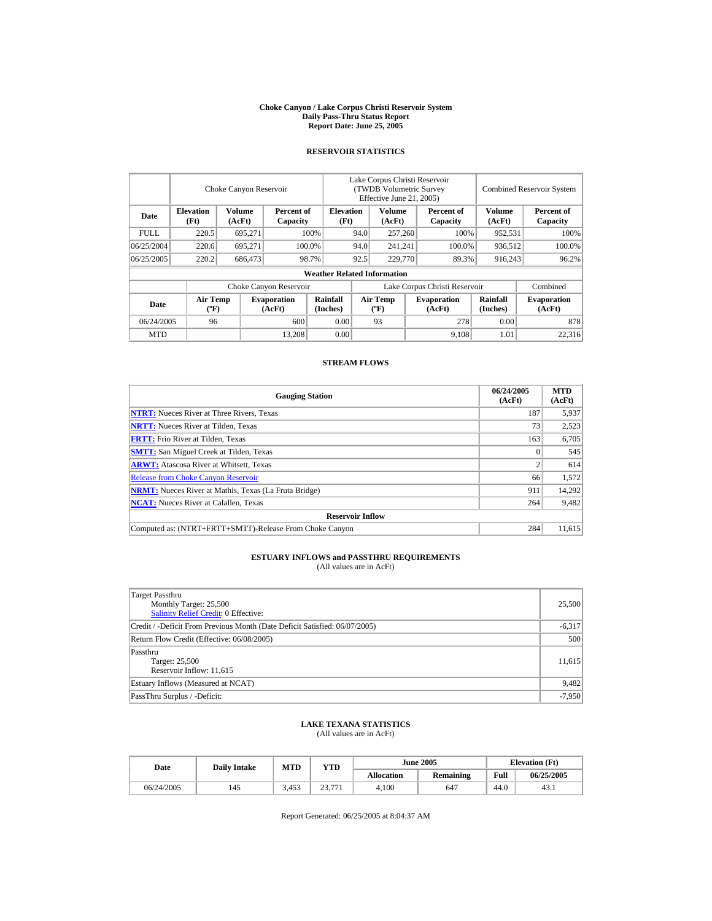**Choke Canyon / Lake Corpus Christi Reservoir System**
**Daily Pass-Thru Status Report**
**Report Date: June 25, 2005**

## RESERVOIR STATISTICS

| | Choke Canyon Reservoir | | | Lake Corpus Christi Reservoir (TWDB Volumetric Survey Effective June 21, 2005) | | | Combined Reservoir System | |
|---|---|---|---|---|---|---|---|---|
| **Date** | **Elevation (Ft)** | **Volume (AcFt)** | **Percent of Capacity** | **Elevation (Ft)** | **Volume (AcFt)** | **Percent of Capacity** | **Volume (AcFt)** | **Percent of Capacity** |
| FULL | 220.5 | 695,271 | 100% | 94.0 | 257,260 | 100% | 952,531 | 100% |
| 06/25/2004 | 220.6 | 695,271 | 100.0% | 94.0 | 241,241 | 100.0% | 936,512 | 100.0% |
| 06/25/2005 | 220.2 | 686,473 | 98.7% | 92.5 | 229,770 | 89.3% | 916,243 | 96.2% |

**Weather Related Information**

| | Choke Canyon Reservoir | | | Lake Corpus Christi Reservoir | | | Combined |
|---|---|---|---|---|---|---|---|
| **Date** | **Air Temp (ºF)** | **Evaporation (AcFt)** | **Rainfall (Inches)** | **Air Temp (ºF)** | **Evaporation (AcFt)** | **Rainfall (Inches)** | **Evaporation (AcFt)** |
| 06/24/2005 | 96 | 600 | 0.00 | 93 | 278 | 0.00 | 878 |
| MTD | | 13,208 | 0.00 | | 9,108 | 1.01 | 22,316 |

## STREAM FLOWS

| Gauging Station | 06/24/2005 (AcFt) | MTD (AcFt) |
|---|---|---|
| **NTRT:** Nueces River at Three Rivers, Texas | 187 | 5,937 |
| **NRTT:** Nueces River at Tilden, Texas | 73 | 2,523 |
| **FRTT:** Frio River at Tilden, Texas | 163 | 6,705 |
| **SMTT:** San Miguel Creek at Tilden, Texas | 0 | 545 |
| **ARWT:** Atascosa River at Whitsett, Texas | 2 | 614 |
| Release from Choke Canyon Reservoir | 66 | 1,572 |
| **NRMT:** Nueces River at Mathis, Texas (La Fruta Bridge) | 911 | 14,292 |
| **NCAT:** Nueces River at Calallen, Texas | 264 | 9,482 |
| **Reservoir Inflow** | | |
| Computed as: (NTRT+FRTT+SMTT)-Release From Choke Canyon | 284 | 11,615 |

## ESTUARY INFLOWS and PASSTHRU REQUIREMENTS
(All values are in AcFt)

| | |
|---|---|
| Target Passthru<br>Monthly Target: 25,500<br>Salinity Relief Credit: 0 Effective: | 25,500 |
| Credit / -Deficit From Previous Month (Date Deficit Satisfied: 06/07/2005) | -6,317 |
| Return Flow Credit (Effective: 06/08/2005) | 500 |
| Passthru<br>Target: 25,500<br>Reservoir Inflow: 11,615 | 11,615 |
| Estuary Inflows (Measured at NCAT) | 9,482 |
| PassThru Surplus / -Deficit: | -7,950 |

## LAKE TEXANA STATISTICS
(All values are in AcFt)

| Date | Daily Intake | MTD | YTD | June 2005 | | Elevation (Ft) | |
|---|---|---|---|---|---|---|---|
| | | | | **Allocation** | **Remaining** | **Full** | **06/25/2005** |
| 06/24/2005 | 145 | 3,453 | 23,771 | 4,100 | 647 | 44.0 | 43.1 |

Report Generated: 06/25/2005 at 8:04:37 AM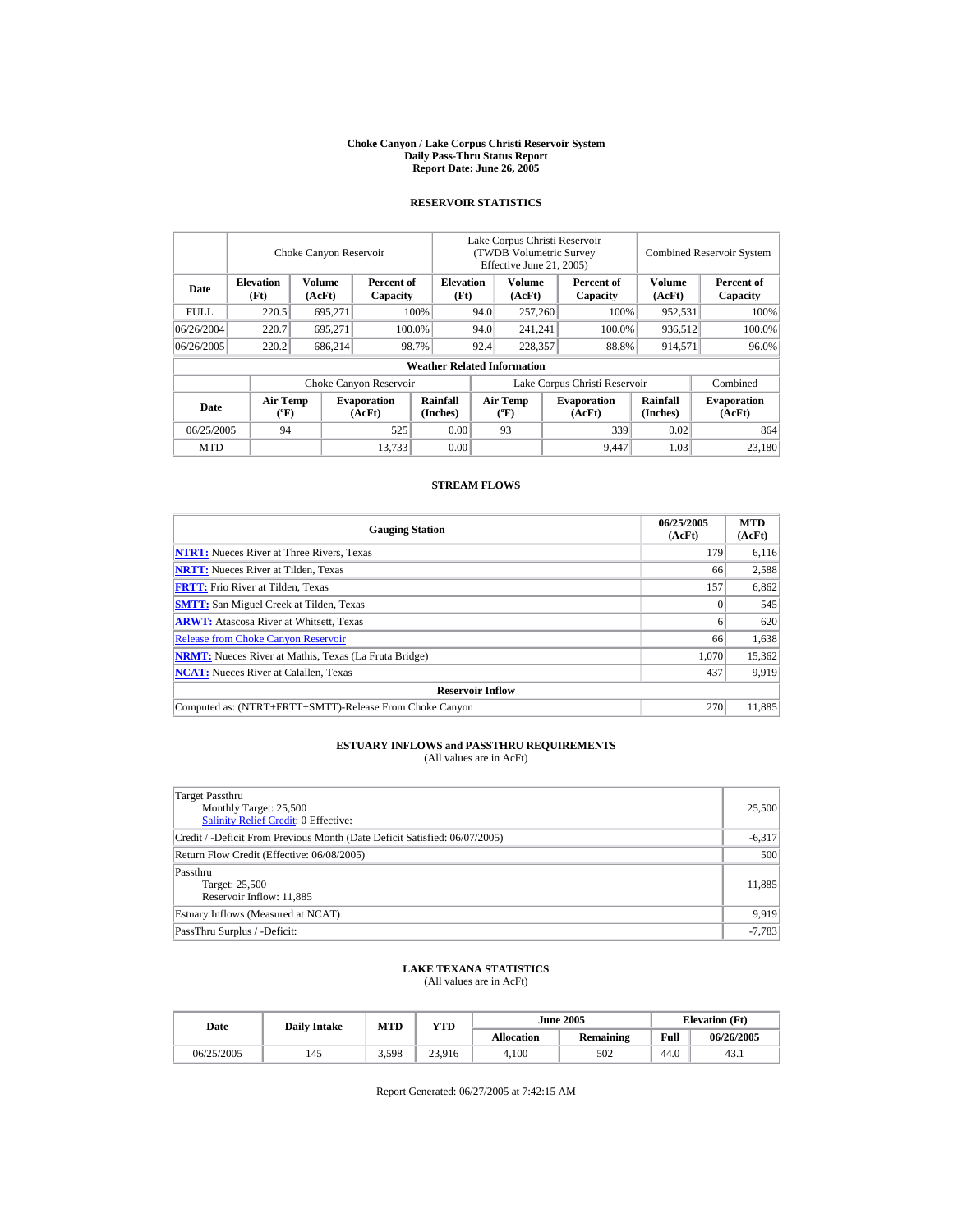# Choke Canyon / Lake Corpus Christi Reservoir System
## Daily Pass-Thru Status Report
### Report Date: June 26, 2005

## RESERVOIR STATISTICS

| Date | Choke Canyon Reservoir | | | Lake Corpus Christi Reservoir (TWDB Volumetric Survey Effective June 21, 2005) | | | Combined Reservoir System | |
|---|---|---|---|---|---|---|---|---|
| | Elevation (Ft) | Volume (AcFt) | Percent of Capacity | Elevation (Ft) | Volume (AcFt) | Percent of Capacity | Volume (AcFt) | Percent of Capacity |
| FULL | 220.5 | 695,271 | 100% | 94.0 | 257,260 | 100% | 952,531 | 100% |
| 06/26/2004 | 220.7 | 695,271 | 100.0% | 94.0 | 241,241 | 100.0% | 936,512 | 100.0% |
| 06/26/2005 | 220.2 | 686,214 | 98.7% | 92.4 | 228,357 | 88.8% | 914,571 | 96.0% |

**Weather Related Information**

| Date | Choke Canyon Reservoir | | | Lake Corpus Christi Reservoir | | | Combined |
|---|---|---|---|---|---|---|---|
| | Air Temp (ºF) | Evaporation (AcFt) | Rainfall (Inches) | Air Temp (ºF) | Evaporation (AcFt) | Rainfall (Inches) | Evaporation (AcFt) |
| 06/25/2005 | 94 | 525 | 0.00 | 93 | 339 | 0.02 | 864 |
| MTD | | 13,733 | 0.00 | | 9,447 | 1.03 | 23,180 |

## STREAM FLOWS

| Gauging Station | 06/25/2005 (AcFt) | MTD (AcFt) |
|---|---|---|
| NTRT: Nueces River at Three Rivers, Texas | 179 | 6,116 |
| NRTT: Nueces River at Tilden, Texas | 66 | 2,588 |
| FRTT: Frio River at Tilden, Texas | 157 | 6,862 |
| SMTT: San Miguel Creek at Tilden, Texas | 0 | 545 |
| ARWT: Atascosa River at Whitsett, Texas | 6 | 620 |
| Release from Choke Canyon Reservoir | 66 | 1,638 |
| NRMT: Nueces River at Mathis, Texas (La Fruta Bridge) | 1,070 | 15,362 |
| NCAT: Nueces River at Calallen, Texas | 437 | 9,919 |
| **Reservoir Inflow** | | |
| Computed as: (NTRT+FRTT+SMTT)-Release From Choke Canyon | 270 | 11,885 |

## ESTUARY INFLOWS and PASSTHRU REQUIREMENTS
(All values are in AcFt)

| | |
|---|---|
| Target Passthru<br>Monthly Target: 25,500<br>Salinity Relief Credit: 0 Effective: | 25,500 |
| Credit / -Deficit From Previous Month (Date Deficit Satisfied: 06/07/2005) | -6,317 |
| Return Flow Credit (Effective: 06/08/2005) | 500 |
| Passthru<br>Target: 25,500<br>Reservoir Inflow: 11,885 | 11,885 |
| Estuary Inflows (Measured at NCAT) | 9,919 |
| PassThru Surplus / -Deficit: | -7,783 |

## LAKE TEXANA STATISTICS
(All values are in AcFt)

| Date | Daily Intake | MTD | YTD | June 2005 | | Elevation (Ft) | |
|---|---|---|---|---|---|---|---|
| | | | | Allocation | Remaining | Full | 06/26/2005 |
| 06/25/2005 | 145 | 3,598 | 23,916 | 4,100 | 502 | 44.0 | 43.1 |

Report Generated: 06/27/2005 at 7:42:15 AM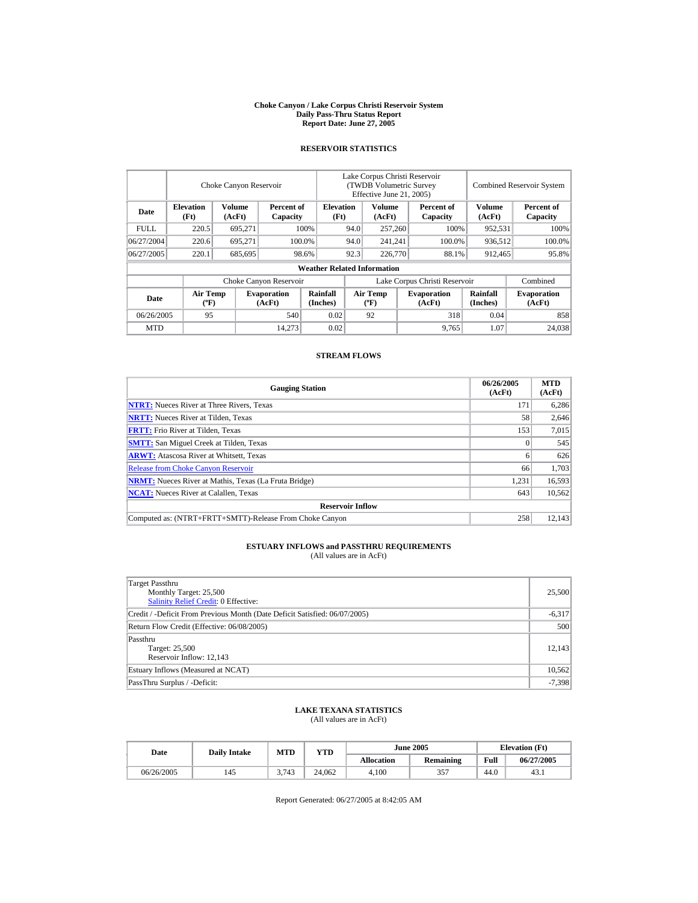**Choke Canyon / Lake Corpus Christi Reservoir System**
**Daily Pass-Thru Status Report**
**Report Date: June 27, 2005**

## RESERVOIR STATISTICS

| | Choke Canyon Reservoir | | | Lake Corpus Christi Reservoir (TWDB Volumetric Survey Effective June 21, 2005) | | | Combined Reservoir System | |
|---|---|---|---|---|---|---|---|---|
| **Date** | **Elevation (Ft)** | **Volume (AcFt)** | **Percent of Capacity** | **Elevation (Ft)** | **Volume (AcFt)** | **Percent of Capacity** | **Volume (AcFt)** | **Percent of Capacity** |
| FULL | 220.5 | 695,271 | 100% | 94.0 | 257,260 | 100% | 952,531 | 100% |
| 06/27/2004 | 220.6 | 695,271 | 100.0% | 94.0 | 241,241 | 100.0% | 936,512 | 100.0% |
| 06/27/2005 | 220.1 | 685,695 | 98.6% | 92.3 | 226,770 | 88.1% | 912,465 | 95.8% |

**Weather Related Information**

| | Choke Canyon Reservoir | | | Lake Corpus Christi Reservoir | | | Combined |
|---|---|---|---|---|---|---|---|
| **Date** | **Air Temp (ºF)** | **Evaporation (AcFt)** | **Rainfall (Inches)** | **Air Temp (ºF)** | **Evaporation (AcFt)** | **Rainfall (Inches)** | **Evaporation (AcFt)** |
| 06/26/2005 | 95 | 540 | 0.02 | 92 | 318 | 0.04 | 858 |
| MTD | | 14,273 | 0.02 | | 9,765 | 1.07 | 24,038 |

## STREAM FLOWS

| Gauging Station | 06/26/2005 (AcFt) | MTD (AcFt) |
|---|---|---|
| **NTRT:** Nueces River at Three Rivers, Texas | 171 | 6,286 |
| **NRTT:** Nueces River at Tilden, Texas | 58 | 2,646 |
| **FRTT:** Frio River at Tilden, Texas | 153 | 7,015 |
| **SMTT:** San Miguel Creek at Tilden, Texas | 0 | 545 |
| **ARWT:** Atascosa River at Whitsett, Texas | 6 | 626 |
| Release from Choke Canyon Reservoir | 66 | 1,703 |
| **NRMT:** Nueces River at Mathis, Texas (La Fruta Bridge) | 1,231 | 16,593 |
| **NCAT:** Nueces River at Calallen, Texas | 643 | 10,562 |
| **Reservoir Inflow** | | |
| Computed as: (NTRT+FRTT+SMTT)-Release From Choke Canyon | 258 | 12,143 |

## ESTUARY INFLOWS and PASSTHRU REQUIREMENTS
(All values are in AcFt)

| | |
|---|---|
| Target Passthru<br>Monthly Target: 25,500<br>Salinity Relief Credit: 0 Effective: | 25,500 |
| Credit / -Deficit From Previous Month (Date Deficit Satisfied: 06/07/2005) | -6,317 |
| Return Flow Credit (Effective: 06/08/2005) | 500 |
| Passthru<br>Target: 25,500<br>Reservoir Inflow: 12,143 | 12,143 |
| Estuary Inflows (Measured at NCAT) | 10,562 |
| PassThru Surplus / -Deficit: | -7,398 |

## LAKE TEXANA STATISTICS
(All values are in AcFt)

| Date | Daily Intake | MTD | YTD | June 2005 | | Elevation (Ft) | |
|---|---|---|---|---|---|---|---|
| | | | | **Allocation** | **Remaining** | **Full** | **06/27/2005** |
| 06/26/2005 | 145 | 3,743 | 24,062 | 4,100 | 357 | 44.0 | 43.1 |

Report Generated: 06/27/2005 at 8:42:05 AM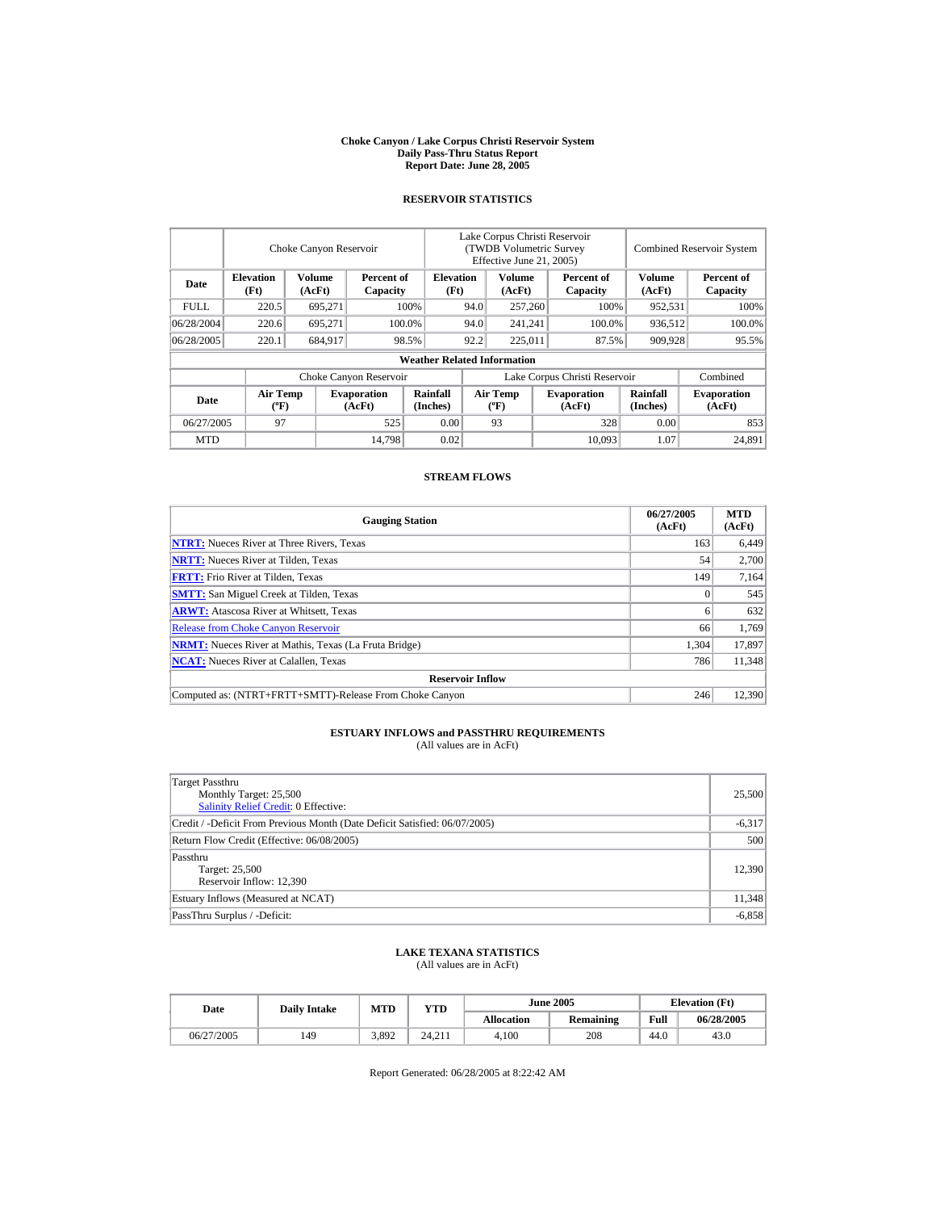# Choke Canyon / Lake Corpus Christi Reservoir System
## Daily Pass-Thru Status Report
## Report Date: June 28, 2005

### RESERVOIR STATISTICS

| Date | Choke Canyon Reservoir | | | Lake Corpus Christi Reservoir (TWDB Volumetric Survey Effective June 21, 2005) | | | Combined Reservoir System | |
|---|---|---|---|---|---|---|---|---|
| | Elevation (Ft) | Volume (AcFt) | Percent of Capacity | Elevation (Ft) | Volume (AcFt) | Percent of Capacity | Volume (AcFt) | Percent of Capacity |
| FULL | 220.5 | 695,271 | 100% | 94.0 | 257,260 | 100% | 952,531 | 100% |
| 06/28/2004 | 220.6 | 695,271 | 100.0% | 94.0 | 241,241 | 100.0% | 936,512 | 100.0% |
| 06/28/2005 | 220.1 | 684,917 | 98.5% | 92.2 | 225,011 | 87.5% | 909,928 | 95.5% |

**Weather Related Information**

| Date | Choke Canyon Reservoir | | | Lake Corpus Christi Reservoir | | | Combined |
|---|---|---|---|---|---|---|---|
| | Air Temp (ºF) | Evaporation (AcFt) | Rainfall (Inches) | Air Temp (ºF) | Evaporation (AcFt) | Rainfall (Inches) | Evaporation (AcFt) |
| 06/27/2005 | 97 | 525 | 0.00 | 93 | 328 | 0.00 | 853 |
| MTD | | 14,798 | 0.02 | | 10,093 | 1.07 | 24,891 |

### STREAM FLOWS

| Gauging Station | 06/27/2005 (AcFt) | MTD (AcFt) |
|---|---|---|
| NTRT: Nueces River at Three Rivers, Texas | 163 | 6,449 |
| NRTT: Nueces River at Tilden, Texas | 54 | 2,700 |
| FRTT: Frio River at Tilden, Texas | 149 | 7,164 |
| SMTT: San Miguel Creek at Tilden, Texas | 0 | 545 |
| ARWT: Atascosa River at Whitsett, Texas | 6 | 632 |
| Release from Choke Canyon Reservoir | 66 | 1,769 |
| NRMT: Nueces River at Mathis, Texas (La Fruta Bridge) | 1,304 | 17,897 |
| NCAT: Nueces River at Calallen, Texas | 786 | 11,348 |
| **Reservoir Inflow** | | |
| Computed as: (NTRT+FRTT+SMTT)-Release From Choke Canyon | 246 | 12,390 |

### ESTUARY INFLOWS and PASSTHRU REQUIREMENTS
(All values are in AcFt)

| | |
|---|---|
| Target Passthru<br>Monthly Target: 25,500<br>Salinity Relief Credit: 0 Effective: | 25,500 |
| Credit / -Deficit From Previous Month (Date Deficit Satisfied: 06/07/2005) | -6,317 |
| Return Flow Credit (Effective: 06/08/2005) | 500 |
| Passthru<br>Target: 25,500<br>Reservoir Inflow: 12,390 | 12,390 |
| Estuary Inflows (Measured at NCAT) | 11,348 |
| PassThru Surplus / -Deficit: | -6,858 |

### LAKE TEXANA STATISTICS
(All values are in AcFt)

| Date | Daily Intake | MTD | YTD | June 2005 | | Elevation (Ft) | |
|---|---|---|---|---|---|---|---|
| | | | | Allocation | Remaining | Full | 06/28/2005 |
| 06/27/2005 | 149 | 3,892 | 24,211 | 4,100 | 208 | 44.0 | 43.0 |

Report Generated: 06/28/2005 at 8:22:42 AM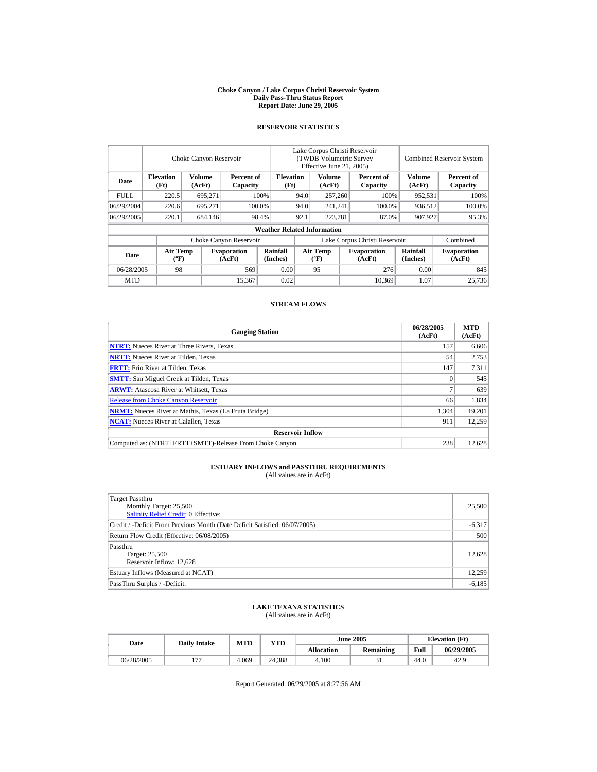# Choke Canyon / Lake Corpus Christi Reservoir System
## Daily Pass-Thru Status Report
## Report Date: June 29, 2005

### RESERVOIR STATISTICS

| Date | Choke Canyon Reservoir | | | Lake Corpus Christi Reservoir (TWDB Volumetric Survey Effective June 21, 2005) | | | Combined Reservoir System | |
|---|---|---|---|---|---|---|---|---|
| | Elevation (Ft) | Volume (AcFt) | Percent of Capacity | Elevation (Ft) | Volume (AcFt) | Percent of Capacity | Volume (AcFt) | Percent of Capacity |
| FULL | 220.5 | 695,271 | 100% | 94.0 | 257,260 | 100% | 952,531 | 100% |
| 06/29/2004 | 220.6 | 695,271 | 100.0% | 94.0 | 241,241 | 100.0% | 936,512 | 100.0% |
| 06/29/2005 | 220.1 | 684,146 | 98.4% | 92.1 | 223,781 | 87.0% | 907,927 | 95.3% |

**Weather Related Information**

| Date | Choke Canyon Reservoir | | | Lake Corpus Christi Reservoir | | | Combined |
|---|---|---|---|---|---|---|---|
| | Air Temp (ºF) | Evaporation (AcFt) | Rainfall (Inches) | Air Temp (ºF) | Evaporation (AcFt) | Rainfall (Inches) | Evaporation (AcFt) |
| 06/28/2005 | 98 | 569 | 0.00 | 95 | 276 | 0.00 | 845 |
| MTD | | 15,367 | 0.02 | | 10,369 | 1.07 | 25,736 |

### STREAM FLOWS

| Gauging Station | 06/28/2005 (AcFt) | MTD (AcFt) |
|---|---|---|
| NTRT: Nueces River at Three Rivers, Texas | 157 | 6,606 |
| NRTT: Nueces River at Tilden, Texas | 54 | 2,753 |
| FRTT: Frio River at Tilden, Texas | 147 | 7,311 |
| SMTT: San Miguel Creek at Tilden, Texas | 0 | 545 |
| ARWT: Atascosa River at Whitsett, Texas | 7 | 639 |
| Release from Choke Canyon Reservoir | 66 | 1,834 |
| NRMT: Nueces River at Mathis, Texas (La Fruta Bridge) | 1,304 | 19,201 |
| NCAT: Nueces River at Calallen, Texas | 911 | 12,259 |
| **Reservoir Inflow** | | |
| Computed as: (NTRT+FRTT+SMTT)-Release From Choke Canyon | 238 | 12,628 |

### ESTUARY INFLOWS and PASSTHRU REQUIREMENTS
(All values are in AcFt)

| | |
|---|---|
| Target Passthru<br>Monthly Target: 25,500<br>Salinity Relief Credit: 0 Effective: | 25,500 |
| Credit / -Deficit From Previous Month (Date Deficit Satisfied: 06/07/2005) | -6,317 |
| Return Flow Credit (Effective: 06/08/2005) | 500 |
| Passthru<br>Target: 25,500<br>Reservoir Inflow: 12,628 | 12,628 |
| Estuary Inflows (Measured at NCAT) | 12,259 |
| PassThru Surplus / -Deficit: | -6,185 |

### LAKE TEXANA STATISTICS
(All values are in AcFt)

| Date | Daily Intake | MTD | YTD | June 2005 | | Elevation (Ft) | |
|---|---|---|---|---|---|---|---|
| | | | | Allocation | Remaining | Full | 06/29/2005 |
| 06/28/2005 | 177 | 4,069 | 24,388 | 4,100 | 31 | 44.0 | 42.9 |

Report Generated: 06/29/2005 at 8:27:56 AM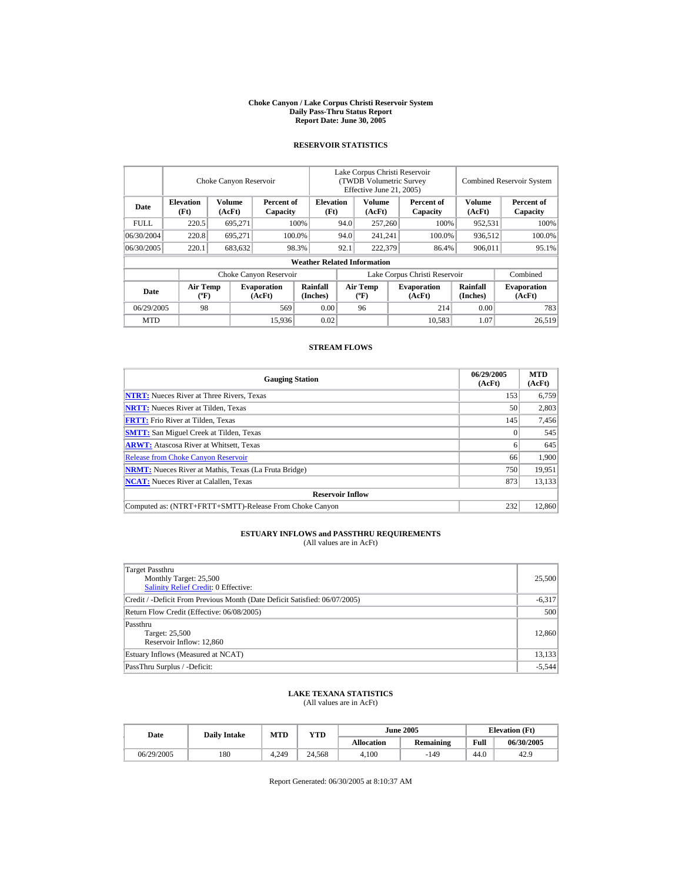# Choke Canyon / Lake Corpus Christi Reservoir System
## Daily Pass-Thru Status Report
## Report Date: June 30, 2005

### RESERVOIR STATISTICS

| | Choke Canyon Reservoir | | | Lake Corpus Christi Reservoir (TWDB Volumetric Survey Effective June 21, 2005) | | | Combined Reservoir System | |
|---|---|---|---|---|---|---|---|---|
| Date | Elevation (Ft) | Volume (AcFt) | Percent of Capacity | Elevation (Ft) | Volume (AcFt) | Percent of Capacity | Volume (AcFt) | Percent of Capacity |
| FULL | 220.5 | 695,271 | 100% | 94.0 | 257,260 | 100% | 952,531 | 100% |
| 06/30/2004 | 220.8 | 695,271 | 100.0% | 94.0 | 241,241 | 100.0% | 936,512 | 100.0% |
| 06/30/2005 | 220.1 | 683,632 | 98.3% | 92.1 | 222,379 | 86.4% | 906,011 | 95.1% |

**Weather Related Information**

| | Choke Canyon Reservoir | | | Lake Corpus Christi Reservoir | | | Combined |
|---|---|---|---|---|---|---|---|
| Date | Air Temp (ºF) | Evaporation (AcFt) | Rainfall (Inches) | Air Temp (ºF) | Evaporation (AcFt) | Rainfall (Inches) | Evaporation (AcFt) |
| 06/29/2005 | 98 | 569 | 0.00 | 96 | 214 | 0.00 | 783 |
| MTD | | 15,936 | 0.02 | | 10,583 | 1.07 | 26,519 |

### STREAM FLOWS

| Gauging Station | 06/29/2005 (AcFt) | MTD (AcFt) |
|---|---|---|
| **NTRT:** Nueces River at Three Rivers, Texas | 153 | 6,759 |
| **NRTT:** Nueces River at Tilden, Texas | 50 | 2,803 |
| **FRTT:** Frio River at Tilden, Texas | 145 | 7,456 |
| **SMTT:** San Miguel Creek at Tilden, Texas | 0 | 545 |
| **ARWT:** Atascosa River at Whitsett, Texas | 6 | 645 |
| Release from Choke Canyon Reservoir | 66 | 1,900 |
| **NRMT:** Nueces River at Mathis, Texas (La Fruta Bridge) | 750 | 19,951 |
| **NCAT:** Nueces River at Calallen, Texas | 873 | 13,133 |
| **Reservoir Inflow** | | |
| Computed as: (NTRT+FRTT+SMTT)-Release From Choke Canyon | 232 | 12,860 |

### ESTUARY INFLOWS and PASSTHRU REQUIREMENTS
(All values are in AcFt)

| | |
|---|---|
| Target Passthru<br>Monthly Target: 25,500<br>Salinity Relief Credit: 0 Effective: | 25,500 |
| Credit / -Deficit From Previous Month (Date Deficit Satisfied: 06/07/2005) | -6,317 |
| Return Flow Credit (Effective: 06/08/2005) | 500 |
| Passthru<br>Target: 25,500<br>Reservoir Inflow: 12,860 | 12,860 |
| Estuary Inflows (Measured at NCAT) | 13,133 |
| PassThru Surplus / -Deficit: | -5,544 |

### LAKE TEXANA STATISTICS
(All values are in AcFt)

| Date | Daily Intake | MTD | YTD | June 2005 | | Elevation (Ft) | |
|---|---|---|---|---|---|---|---|
| | | | | Allocation | Remaining | Full | 06/30/2005 |
| 06/29/2005 | 180 | 4,249 | 24,568 | 4,100 | -149 | 44.0 | 42.9 |

Report Generated: 06/30/2005 at 8:10:37 AM